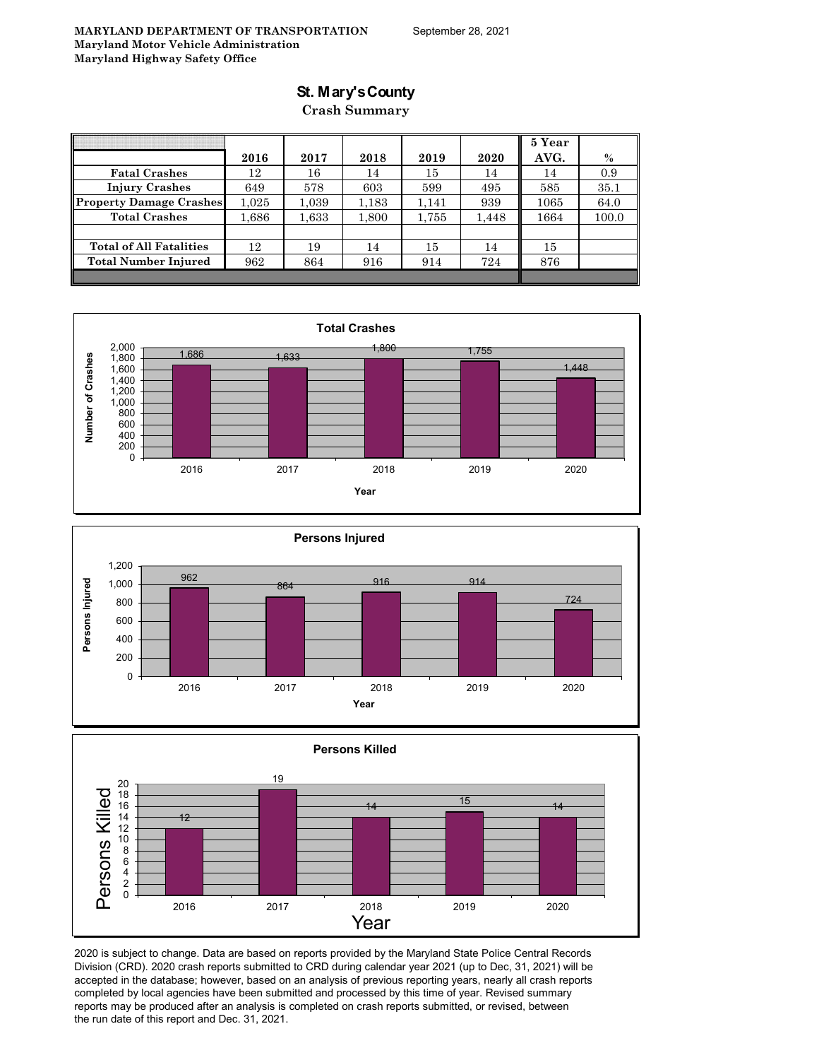**MARYLAND DEPARTMENT OF TRANSPORTATION**
**Maryland Motor Vehicle Administration**
**Maryland Highway Safety Office**

September 28, 2021

# St. Mary's County

## Crash Summary

| | 2016 | 2017 | 2018 | 2019 | 2020 | 5 Year AVG. | % |
|---|---|---|---|---|---|---|---|
| Fatal Crashes | 12 | 16 | 14 | 15 | 14 | 14 | 0.9 |
| Injury Crashes | 649 | 578 | 603 | 599 | 495 | 585 | 35.1 |
| Property Damage Crashes | 1,025 | 1,039 | 1,183 | 1,141 | 939 | 1065 | 64.0 |
| Total Crashes | 1,686 | 1,633 | 1,800 | 1,755 | 1,448 | 1664 | 100.0 |
| | | | | | | | |
| Total of All Fatalities | 12 | 19 | 14 | 15 | 14 | 15 | |
| Total Number Injured | 962 | 864 | 916 | 914 | 724 | 876 | |

**Total Crashes**

| Year | Number of Crashes |
|---|---|
| 2016 | 1,686 |
| 2017 | 1,633 |
| 2018 | 1,800 |
| 2019 | 1,755 |
| 2020 | 1,448 |

**Persons Injured**

| Year | Persons Injured |
|---|---|
| 2016 | 962 |
| 2017 | 864 |
| 2018 | 916 |
| 2019 | 914 |
| 2020 | 724 |

**Persons Killed**

| Year | Persons Killed |
|---|---|
| 2016 | 12 |
| 2017 | 19 |
| 2018 | 14 |
| 2019 | 15 |
| 2020 | 14 |

2020 is subject to change. Data are based on reports provided by the Maryland State Police Central Records Division (CRD). 2020 crash reports submitted to CRD during calendar year 2021 (up to Dec, 31, 2021) will be accepted in the database; however, based on an analysis of previous reporting years, nearly all crash reports completed by local agencies have been submitted and processed by this time of year. Revised summary reports may be produced after an analysis is completed on crash reports submitted, or revised, between the run date of this report and Dec. 31, 2021.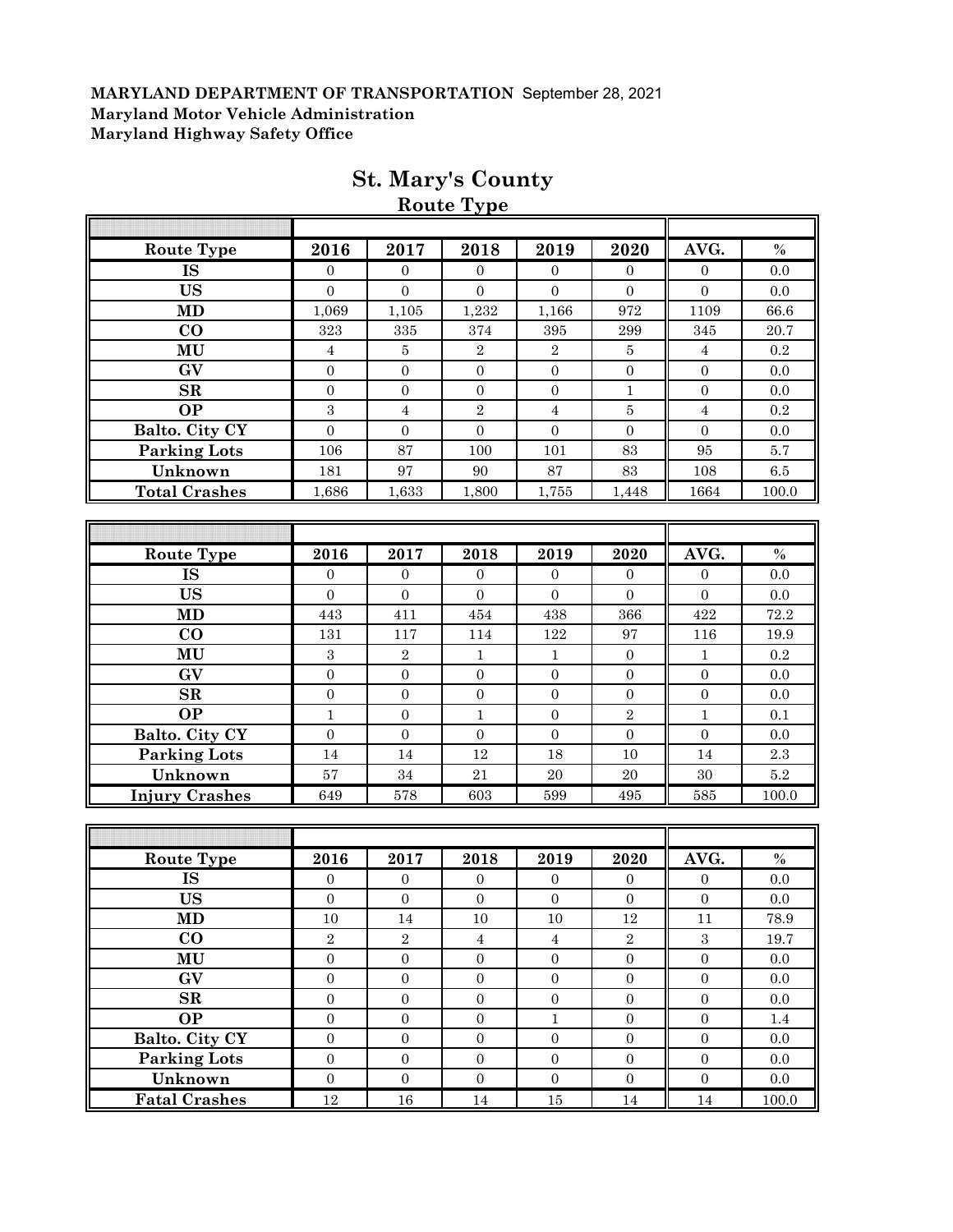**MARYLAND DEPARTMENT OF TRANSPORTATION** September 28, 2021
**Maryland Motor Vehicle Administration**
**Maryland Highway Safety Office**

# St. Mary's County

## Route Type

| Route Type | 2016 | 2017 | 2018 | 2019 | 2020 | AVG. | % |
|---|---|---|---|---|---|---|---|
| IS | 0 | 0 | 0 | 0 | 0 | 0 | 0.0 |
| US | 0 | 0 | 0 | 0 | 0 | 0 | 0.0 |
| MD | 1,069 | 1,105 | 1,232 | 1,166 | 972 | 1109 | 66.6 |
| CO | 323 | 335 | 374 | 395 | 299 | 345 | 20.7 |
| MU | 4 | 5 | 2 | 2 | 5 | 4 | 0.2 |
| GV | 0 | 0 | 0 | 0 | 0 | 0 | 0.0 |
| SR | 0 | 0 | 0 | 0 | 1 | 0 | 0.0 |
| OP | 3 | 4 | 2 | 4 | 5 | 4 | 0.2 |
| Balto. City CY | 0 | 0 | 0 | 0 | 0 | 0 | 0.0 |
| Parking Lots | 106 | 87 | 100 | 101 | 83 | 95 | 5.7 |
| Unknown | 181 | 97 | 90 | 87 | 83 | 108 | 6.5 |
| Total Crashes | 1,686 | 1,633 | 1,800 | 1,755 | 1,448 | 1664 | 100.0 |

| Route Type | 2016 | 2017 | 2018 | 2019 | 2020 | AVG. | % |
|---|---|---|---|---|---|---|---|
| IS | 0 | 0 | 0 | 0 | 0 | 0 | 0.0 |
| US | 0 | 0 | 0 | 0 | 0 | 0 | 0.0 |
| MD | 443 | 411 | 454 | 438 | 366 | 422 | 72.2 |
| CO | 131 | 117 | 114 | 122 | 97 | 116 | 19.9 |
| MU | 3 | 2 | 1 | 1 | 0 | 1 | 0.2 |
| GV | 0 | 0 | 0 | 0 | 0 | 0 | 0.0 |
| SR | 0 | 0 | 0 | 0 | 0 | 0 | 0.0 |
| OP | 1 | 0 | 1 | 0 | 2 | 1 | 0.1 |
| Balto. City CY | 0 | 0 | 0 | 0 | 0 | 0 | 0.0 |
| Parking Lots | 14 | 14 | 12 | 18 | 10 | 14 | 2.3 |
| Unknown | 57 | 34 | 21 | 20 | 20 | 30 | 5.2 |
| Injury Crashes | 649 | 578 | 603 | 599 | 495 | 585 | 100.0 |

| Route Type | 2016 | 2017 | 2018 | 2019 | 2020 | AVG. | % |
|---|---|---|---|---|---|---|---|
| IS | 0 | 0 | 0 | 0 | 0 | 0 | 0.0 |
| US | 0 | 0 | 0 | 0 | 0 | 0 | 0.0 |
| MD | 10 | 14 | 10 | 10 | 12 | 11 | 78.9 |
| CO | 2 | 2 | 4 | 4 | 2 | 3 | 19.7 |
| MU | 0 | 0 | 0 | 0 | 0 | 0 | 0.0 |
| GV | 0 | 0 | 0 | 0 | 0 | 0 | 0.0 |
| SR | 0 | 0 | 0 | 0 | 0 | 0 | 0.0 |
| OP | 0 | 0 | 0 | 1 | 0 | 0 | 1.4 |
| Balto. City CY | 0 | 0 | 0 | 0 | 0 | 0 | 0.0 |
| Parking Lots | 0 | 0 | 0 | 0 | 0 | 0 | 0.0 |
| Unknown | 0 | 0 | 0 | 0 | 0 | 0 | 0.0 |
| Fatal Crashes | 12 | 16 | 14 | 15 | 14 | 14 | 100.0 |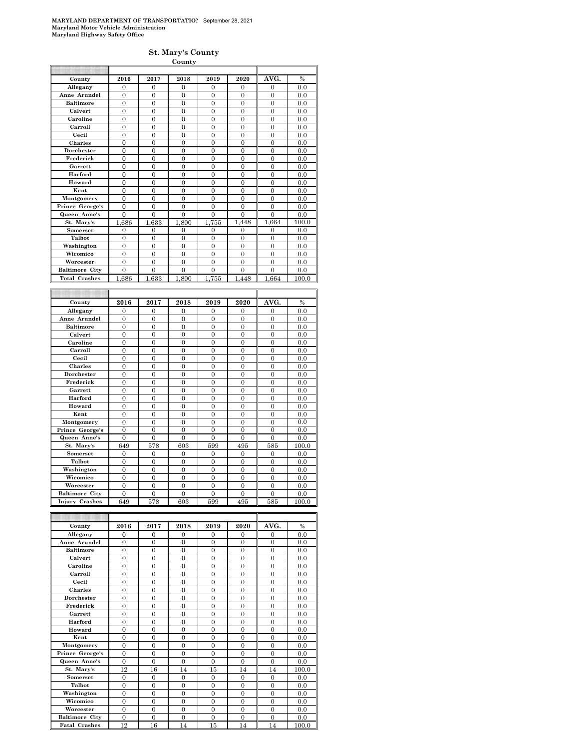**MARYLAND DEPARTMENT OF TRANSPORTATION** September 28, 2021
**Maryland Motor Vehicle Administration**
**Maryland Highway Safety Office**

## St. Mary's County

**County**

| County | 2016 | 2017 | 2018 | 2019 | 2020 | AVG. | % |
|---|---|---|---|---|---|---|---|
| Allegany | 0 | 0 | 0 | 0 | 0 | 0 | 0.0 |
| Anne Arundel | 0 | 0 | 0 | 0 | 0 | 0 | 0.0 |
| Baltimore | 0 | 0 | 0 | 0 | 0 | 0 | 0.0 |
| Calvert | 0 | 0 | 0 | 0 | 0 | 0 | 0.0 |
| Caroline | 0 | 0 | 0 | 0 | 0 | 0 | 0.0 |
| Carroll | 0 | 0 | 0 | 0 | 0 | 0 | 0.0 |
| Cecil | 0 | 0 | 0 | 0 | 0 | 0 | 0.0 |
| Charles | 0 | 0 | 0 | 0 | 0 | 0 | 0.0 |
| Dorchester | 0 | 0 | 0 | 0 | 0 | 0 | 0.0 |
| Frederick | 0 | 0 | 0 | 0 | 0 | 0 | 0.0 |
| Garrett | 0 | 0 | 0 | 0 | 0 | 0 | 0.0 |
| Harford | 0 | 0 | 0 | 0 | 0 | 0 | 0.0 |
| Howard | 0 | 0 | 0 | 0 | 0 | 0 | 0.0 |
| Kent | 0 | 0 | 0 | 0 | 0 | 0 | 0.0 |
| Montgomery | 0 | 0 | 0 | 0 | 0 | 0 | 0.0 |
| Prince George's | 0 | 0 | 0 | 0 | 0 | 0 | 0.0 |
| Queen Anne's | 0 | 0 | 0 | 0 | 0 | 0 | 0.0 |
| St. Mary's | 1,686 | 1,633 | 1,800 | 1,755 | 1,448 | 1,664 | 100.0 |
| Somerset | 0 | 0 | 0 | 0 | 0 | 0 | 0.0 |
| Talbot | 0 | 0 | 0 | 0 | 0 | 0 | 0.0 |
| Washington | 0 | 0 | 0 | 0 | 0 | 0 | 0.0 |
| Wicomico | 0 | 0 | 0 | 0 | 0 | 0 | 0.0 |
| Worcester | 0 | 0 | 0 | 0 | 0 | 0 | 0.0 |
| Baltimore City | 0 | 0 | 0 | 0 | 0 | 0 | 0.0 |
| Total Crashes | 1,686 | 1,633 | 1,800 | 1,755 | 1,448 | 1,664 | 100.0 |

| County | 2016 | 2017 | 2018 | 2019 | 2020 | AVG. | % |
|---|---|---|---|---|---|---|---|
| Allegany | 0 | 0 | 0 | 0 | 0 | 0 | 0.0 |
| Anne Arundel | 0 | 0 | 0 | 0 | 0 | 0 | 0.0 |
| Baltimore | 0 | 0 | 0 | 0 | 0 | 0 | 0.0 |
| Calvert | 0 | 0 | 0 | 0 | 0 | 0 | 0.0 |
| Caroline | 0 | 0 | 0 | 0 | 0 | 0 | 0.0 |
| Carroll | 0 | 0 | 0 | 0 | 0 | 0 | 0.0 |
| Cecil | 0 | 0 | 0 | 0 | 0 | 0 | 0.0 |
| Charles | 0 | 0 | 0 | 0 | 0 | 0 | 0.0 |
| Dorchester | 0 | 0 | 0 | 0 | 0 | 0 | 0.0 |
| Frederick | 0 | 0 | 0 | 0 | 0 | 0 | 0.0 |
| Garrett | 0 | 0 | 0 | 0 | 0 | 0 | 0.0 |
| Harford | 0 | 0 | 0 | 0 | 0 | 0 | 0.0 |
| Howard | 0 | 0 | 0 | 0 | 0 | 0 | 0.0 |
| Kent | 0 | 0 | 0 | 0 | 0 | 0 | 0.0 |
| Montgomery | 0 | 0 | 0 | 0 | 0 | 0 | 0.0 |
| Prince George's | 0 | 0 | 0 | 0 | 0 | 0 | 0.0 |
| Queen Anne's | 0 | 0 | 0 | 0 | 0 | 0 | 0.0 |
| St. Mary's | 649 | 578 | 603 | 599 | 495 | 585 | 100.0 |
| Somerset | 0 | 0 | 0 | 0 | 0 | 0 | 0.0 |
| Talbot | 0 | 0 | 0 | 0 | 0 | 0 | 0.0 |
| Washington | 0 | 0 | 0 | 0 | 0 | 0 | 0.0 |
| Wicomico | 0 | 0 | 0 | 0 | 0 | 0 | 0.0 |
| Worcester | 0 | 0 | 0 | 0 | 0 | 0 | 0.0 |
| Baltimore City | 0 | 0 | 0 | 0 | 0 | 0 | 0.0 |
| Injury Crashes | 649 | 578 | 603 | 599 | 495 | 585 | 100.0 |

| County | 2016 | 2017 | 2018 | 2019 | 2020 | AVG. | % |
|---|---|---|---|---|---|---|---|
| Allegany | 0 | 0 | 0 | 0 | 0 | 0 | 0.0 |
| Anne Arundel | 0 | 0 | 0 | 0 | 0 | 0 | 0.0 |
| Baltimore | 0 | 0 | 0 | 0 | 0 | 0 | 0.0 |
| Calvert | 0 | 0 | 0 | 0 | 0 | 0 | 0.0 |
| Caroline | 0 | 0 | 0 | 0 | 0 | 0 | 0.0 |
| Carroll | 0 | 0 | 0 | 0 | 0 | 0 | 0.0 |
| Cecil | 0 | 0 | 0 | 0 | 0 | 0 | 0.0 |
| Charles | 0 | 0 | 0 | 0 | 0 | 0 | 0.0 |
| Dorchester | 0 | 0 | 0 | 0 | 0 | 0 | 0.0 |
| Frederick | 0 | 0 | 0 | 0 | 0 | 0 | 0.0 |
| Garrett | 0 | 0 | 0 | 0 | 0 | 0 | 0.0 |
| Harford | 0 | 0 | 0 | 0 | 0 | 0 | 0.0 |
| Howard | 0 | 0 | 0 | 0 | 0 | 0 | 0.0 |
| Kent | 0 | 0 | 0 | 0 | 0 | 0 | 0.0 |
| Montgomery | 0 | 0 | 0 | 0 | 0 | 0 | 0.0 |
| Prince George's | 0 | 0 | 0 | 0 | 0 | 0 | 0.0 |
| Queen Anne's | 0 | 0 | 0 | 0 | 0 | 0 | 0.0 |
| St. Mary's | 12 | 16 | 14 | 15 | 14 | 14 | 100.0 |
| Somerset | 0 | 0 | 0 | 0 | 0 | 0 | 0.0 |
| Talbot | 0 | 0 | 0 | 0 | 0 | 0 | 0.0 |
| Washington | 0 | 0 | 0 | 0 | 0 | 0 | 0.0 |
| Wicomico | 0 | 0 | 0 | 0 | 0 | 0 | 0.0 |
| Worcester | 0 | 0 | 0 | 0 | 0 | 0 | 0.0 |
| Baltimore City | 0 | 0 | 0 | 0 | 0 | 0 | 0.0 |
| Fatal Crashes | 12 | 16 | 14 | 15 | 14 | 14 | 100.0 |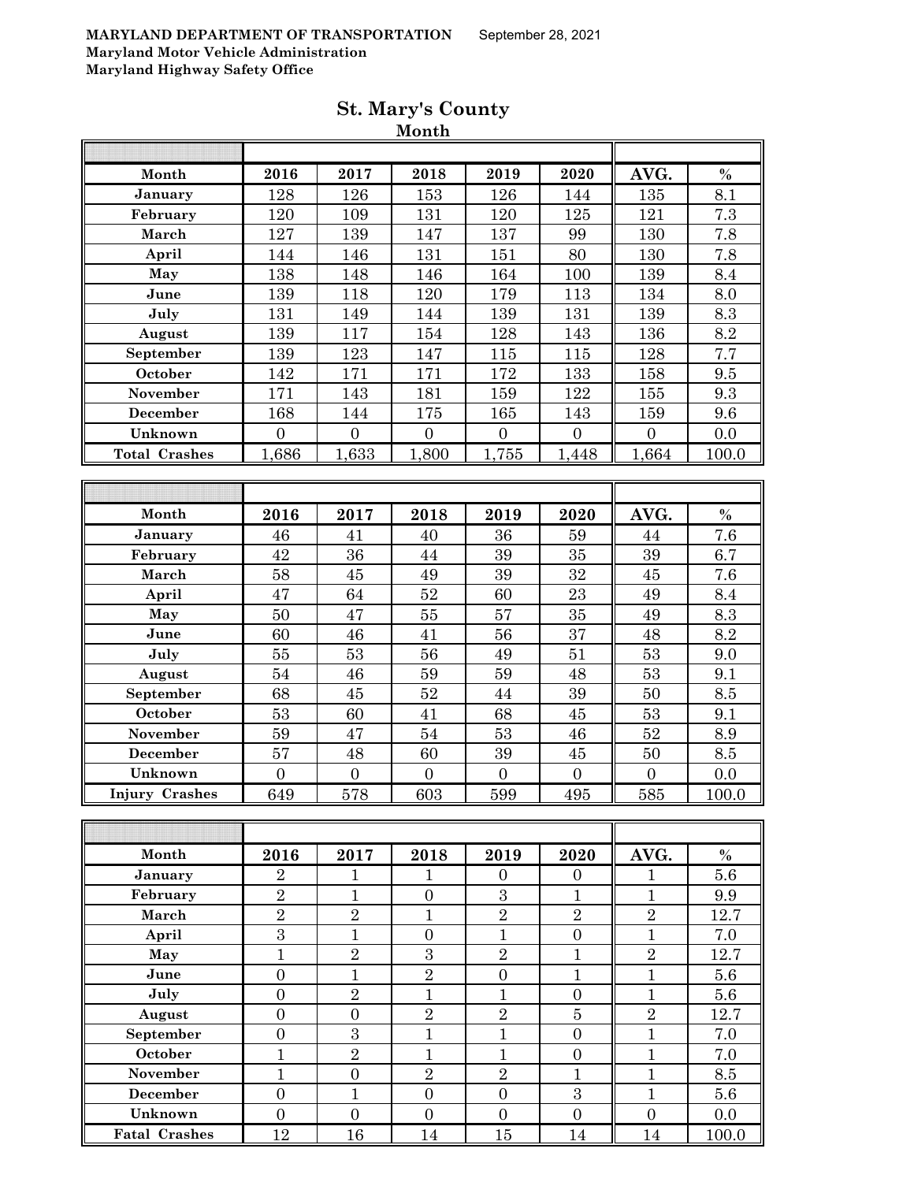MARYLAND DEPARTMENT OF TRANSPORTATION September 28, 2021
Maryland Motor Vehicle Administration
Maryland Highway Safety Office

# St. Mary's County

## Month

| Month | 2016 | 2017 | 2018 | 2019 | 2020 | AVG. | % |
|---|---|---|---|---|---|---|---|
| January | 128 | 126 | 153 | 126 | 144 | 135 | 8.1 |
| February | 120 | 109 | 131 | 120 | 125 | 121 | 7.3 |
| March | 127 | 139 | 147 | 137 | 99 | 130 | 7.8 |
| April | 144 | 146 | 131 | 151 | 80 | 130 | 7.8 |
| May | 138 | 148 | 146 | 164 | 100 | 139 | 8.4 |
| June | 139 | 118 | 120 | 179 | 113 | 134 | 8.0 |
| July | 131 | 149 | 144 | 139 | 131 | 139 | 8.3 |
| August | 139 | 117 | 154 | 128 | 143 | 136 | 8.2 |
| September | 139 | 123 | 147 | 115 | 115 | 128 | 7.7 |
| October | 142 | 171 | 171 | 172 | 133 | 158 | 9.5 |
| November | 171 | 143 | 181 | 159 | 122 | 155 | 9.3 |
| December | 168 | 144 | 175 | 165 | 143 | 159 | 9.6 |
| Unknown | 0 | 0 | 0 | 0 | 0 | 0 | 0.0 |
| Total Crashes | 1,686 | 1,633 | 1,800 | 1,755 | 1,448 | 1,664 | 100.0 |

| Month | 2016 | 2017 | 2018 | 2019 | 2020 | AVG. | % |
|---|---|---|---|---|---|---|---|
| January | 46 | 41 | 40 | 36 | 59 | 44 | 7.6 |
| February | 42 | 36 | 44 | 39 | 35 | 39 | 6.7 |
| March | 58 | 45 | 49 | 39 | 32 | 45 | 7.6 |
| April | 47 | 64 | 52 | 60 | 23 | 49 | 8.4 |
| May | 50 | 47 | 55 | 57 | 35 | 49 | 8.3 |
| June | 60 | 46 | 41 | 56 | 37 | 48 | 8.2 |
| July | 55 | 53 | 56 | 49 | 51 | 53 | 9.0 |
| August | 54 | 46 | 59 | 59 | 48 | 53 | 9.1 |
| September | 68 | 45 | 52 | 44 | 39 | 50 | 8.5 |
| October | 53 | 60 | 41 | 68 | 45 | 53 | 9.1 |
| November | 59 | 47 | 54 | 53 | 46 | 52 | 8.9 |
| December | 57 | 48 | 60 | 39 | 45 | 50 | 8.5 |
| Unknown | 0 | 0 | 0 | 0 | 0 | 0 | 0.0 |
| Injury Crashes | 649 | 578 | 603 | 599 | 495 | 585 | 100.0 |

| Month | 2016 | 2017 | 2018 | 2019 | 2020 | AVG. | % |
|---|---|---|---|---|---|---|---|
| January | 2 | 1 | 1 | 0 | 0 | 1 | 5.6 |
| February | 2 | 1 | 0 | 3 | 1 | 1 | 9.9 |
| March | 2 | 2 | 1 | 2 | 2 | 2 | 12.7 |
| April | 3 | 1 | 0 | 1 | 0 | 1 | 7.0 |
| May | 1 | 2 | 3 | 2 | 1 | 2 | 12.7 |
| June | 0 | 1 | 2 | 0 | 1 | 1 | 5.6 |
| July | 0 | 2 | 1 | 1 | 0 | 1 | 5.6 |
| August | 0 | 0 | 2 | 2 | 5 | 2 | 12.7 |
| September | 0 | 3 | 1 | 1 | 0 | 1 | 7.0 |
| October | 1 | 2 | 1 | 1 | 0 | 1 | 7.0 |
| November | 1 | 0 | 2 | 2 | 1 | 1 | 8.5 |
| December | 0 | 1 | 0 | 0 | 3 | 1 | 5.6 |
| Unknown | 0 | 0 | 0 | 0 | 0 | 0 | 0.0 |
| Fatal Crashes | 12 | 16 | 14 | 15 | 14 | 14 | 100.0 |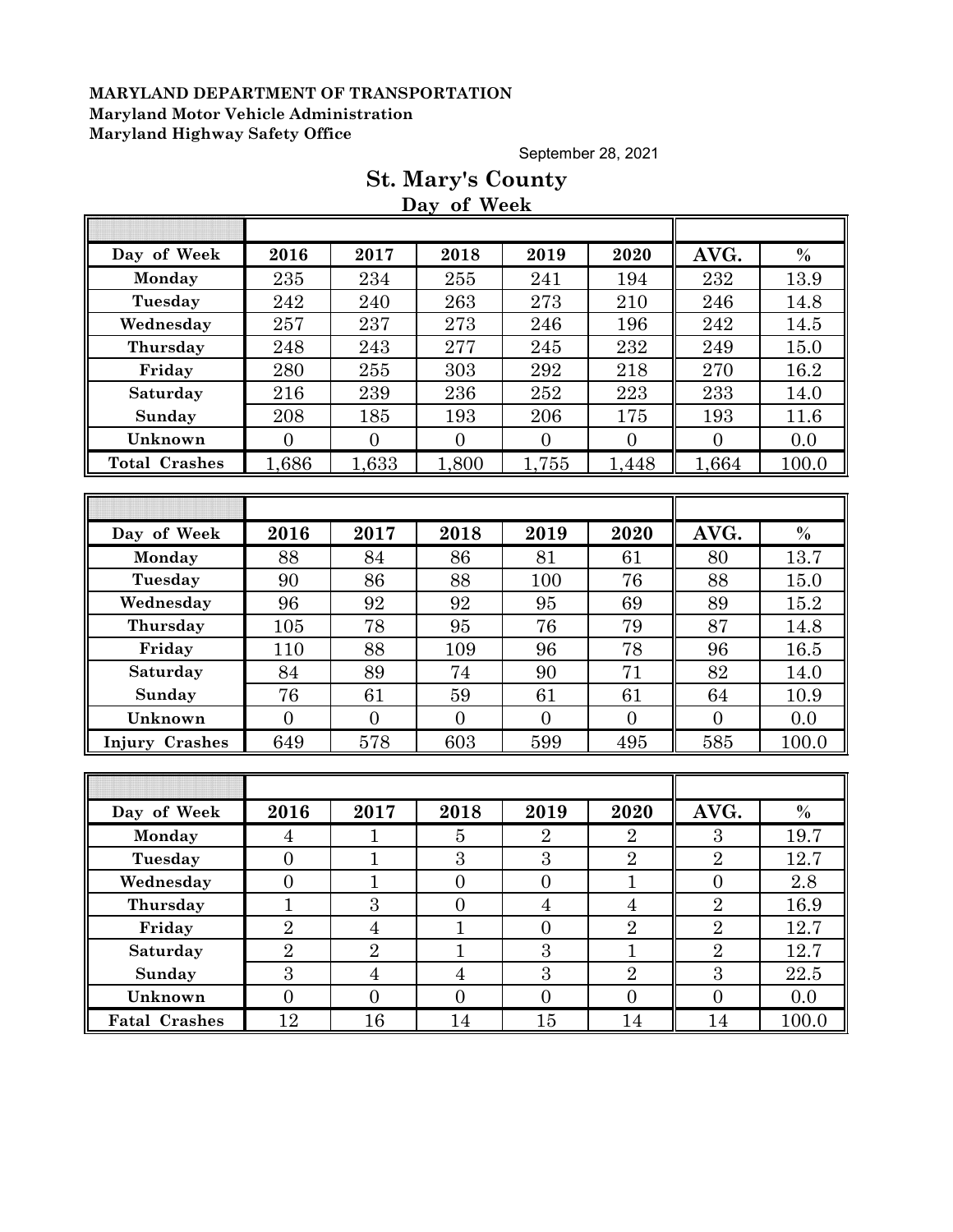**MARYLAND DEPARTMENT OF TRANSPORTATION**
**Maryland Motor Vehicle Administration**
**Maryland Highway Safety Office**

September 28, 2021

# St. Mary's County

## Day of Week

| Day of Week | 2016 | 2017 | 2018 | 2019 | 2020 | AVG. | % |
|---|---|---|---|---|---|---|---|
| Monday | 235 | 234 | 255 | 241 | 194 | 232 | 13.9 |
| Tuesday | 242 | 240 | 263 | 273 | 210 | 246 | 14.8 |
| Wednesday | 257 | 237 | 273 | 246 | 196 | 242 | 14.5 |
| Thursday | 248 | 243 | 277 | 245 | 232 | 249 | 15.0 |
| Friday | 280 | 255 | 303 | 292 | 218 | 270 | 16.2 |
| Saturday | 216 | 239 | 236 | 252 | 223 | 233 | 14.0 |
| Sunday | 208 | 185 | 193 | 206 | 175 | 193 | 11.6 |
| Unknown | 0 | 0 | 0 | 0 | 0 | 0 | 0.0 |
| Total Crashes | 1,686 | 1,633 | 1,800 | 1,755 | 1,448 | 1,664 | 100.0 |

| Day of Week | 2016 | 2017 | 2018 | 2019 | 2020 | AVG. | % |
|---|---|---|---|---|---|---|---|
| Monday | 88 | 84 | 86 | 81 | 61 | 80 | 13.7 |
| Tuesday | 90 | 86 | 88 | 100 | 76 | 88 | 15.0 |
| Wednesday | 96 | 92 | 92 | 95 | 69 | 89 | 15.2 |
| Thursday | 105 | 78 | 95 | 76 | 79 | 87 | 14.8 |
| Friday | 110 | 88 | 109 | 96 | 78 | 96 | 16.5 |
| Saturday | 84 | 89 | 74 | 90 | 71 | 82 | 14.0 |
| Sunday | 76 | 61 | 59 | 61 | 61 | 64 | 10.9 |
| Unknown | 0 | 0 | 0 | 0 | 0 | 0 | 0.0 |
| Injury Crashes | 649 | 578 | 603 | 599 | 495 | 585 | 100.0 |

| Day of Week | 2016 | 2017 | 2018 | 2019 | 2020 | AVG. | % |
|---|---|---|---|---|---|---|---|
| Monday | 4 | 1 | 5 | 2 | 2 | 3 | 19.7 |
| Tuesday | 0 | 1 | 3 | 3 | 2 | 2 | 12.7 |
| Wednesday | 0 | 1 | 0 | 0 | 1 | 0 | 2.8 |
| Thursday | 1 | 3 | 0 | 4 | 4 | 2 | 16.9 |
| Friday | 2 | 4 | 1 | 0 | 2 | 2 | 12.7 |
| Saturday | 2 | 2 | 1 | 3 | 1 | 2 | 12.7 |
| Sunday | 3 | 4 | 4 | 3 | 2 | 3 | 22.5 |
| Unknown | 0 | 0 | 0 | 0 | 0 | 0 | 0.0 |
| Fatal Crashes | 12 | 16 | 14 | 15 | 14 | 14 | 100.0 |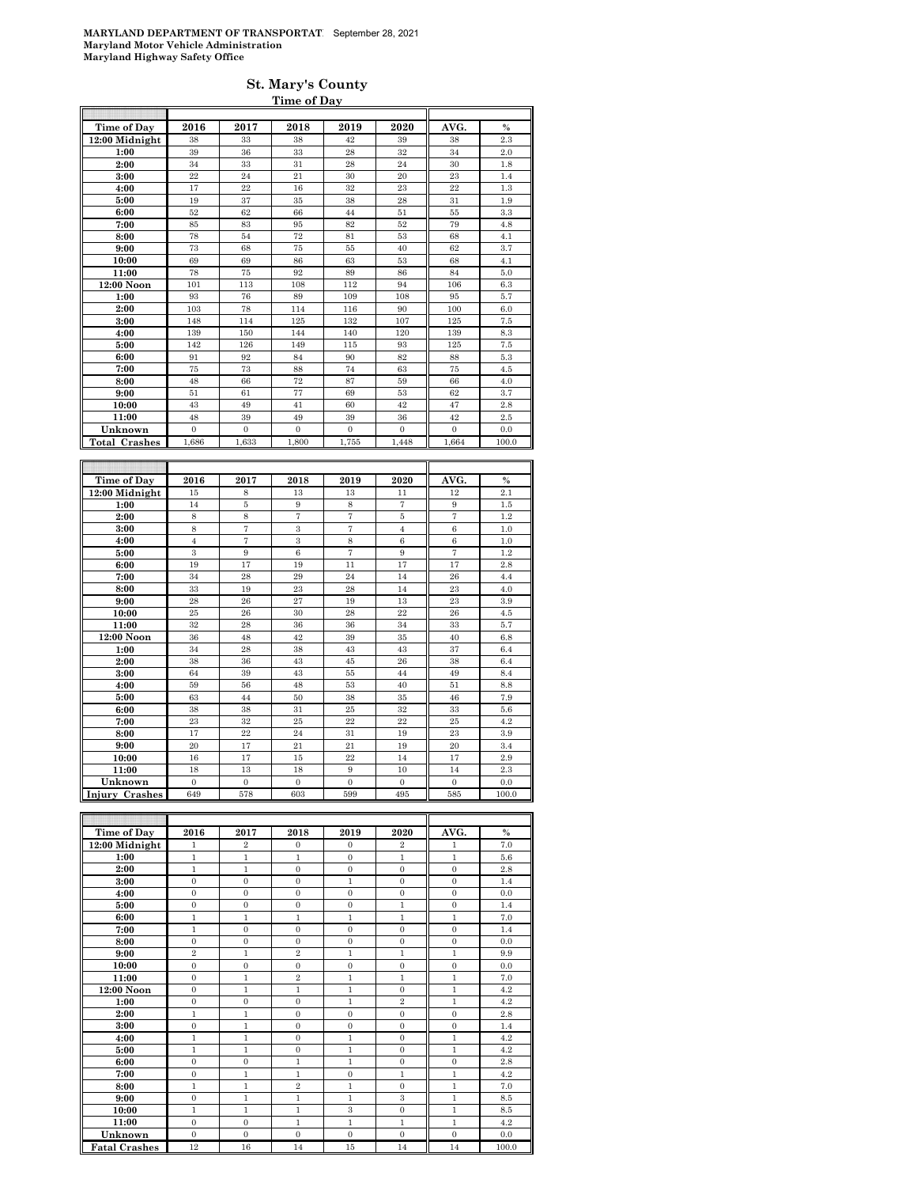**MARYLAND DEPARTMENT OF TRANSPORTATION** September 28, 2021
**Maryland Motor Vehicle Administration**
**Maryland Highway Safety Office**

## St. Mary's County

### Time of Day

| Time of Day | 2016 | 2017 | 2018 | 2019 | 2020 | AVG. | % |
|---|---|---|---|---|---|---|---|
| 12:00 Midnight | 38 | 33 | 38 | 42 | 39 | 38 | 2.3 |
| 1:00 | 39 | 36 | 33 | 28 | 32 | 34 | 2.0 |
| 2:00 | 34 | 33 | 31 | 28 | 24 | 30 | 1.8 |
| 3:00 | 22 | 24 | 21 | 30 | 20 | 23 | 1.4 |
| 4:00 | 17 | 22 | 16 | 32 | 23 | 22 | 1.3 |
| 5:00 | 19 | 37 | 35 | 38 | 28 | 31 | 1.9 |
| 6:00 | 52 | 62 | 66 | 44 | 51 | 55 | 3.3 |
| 7:00 | 85 | 83 | 95 | 82 | 52 | 79 | 4.8 |
| 8:00 | 78 | 54 | 72 | 81 | 53 | 68 | 4.1 |
| 9:00 | 73 | 68 | 75 | 55 | 40 | 62 | 3.7 |
| 10:00 | 69 | 69 | 86 | 63 | 53 | 68 | 4.1 |
| 11:00 | 78 | 75 | 92 | 89 | 86 | 84 | 5.0 |
| 12:00 Noon | 101 | 113 | 108 | 112 | 94 | 106 | 6.3 |
| 1:00 | 93 | 76 | 89 | 109 | 108 | 95 | 5.7 |
| 2:00 | 103 | 78 | 114 | 116 | 90 | 100 | 6.0 |
| 3:00 | 148 | 114 | 125 | 132 | 107 | 125 | 7.5 |
| 4:00 | 139 | 150 | 144 | 140 | 120 | 139 | 8.3 |
| 5:00 | 142 | 126 | 149 | 115 | 93 | 125 | 7.5 |
| 6:00 | 91 | 92 | 84 | 90 | 82 | 88 | 5.3 |
| 7:00 | 75 | 73 | 88 | 74 | 63 | 75 | 4.5 |
| 8:00 | 48 | 66 | 72 | 87 | 59 | 66 | 4.0 |
| 9:00 | 51 | 61 | 77 | 69 | 53 | 62 | 3.7 |
| 10:00 | 43 | 49 | 41 | 60 | 42 | 47 | 2.8 |
| 11:00 | 48 | 39 | 49 | 39 | 36 | 42 | 2.5 |
| Unknown | 0 | 0 | 0 | 0 | 0 | 0 | 0.0 |
| **Total Crashes** | 1,686 | 1,633 | 1,800 | 1,755 | 1,448 | 1,664 | 100.0 |

| Time of Day | 2016 | 2017 | 2018 | 2019 | 2020 | AVG. | % |
|---|---|---|---|---|---|---|---|
| 12:00 Midnight | 15 | 8 | 13 | 13 | 11 | 12 | 2.1 |
| 1:00 | 14 | 5 | 9 | 8 | 7 | 9 | 1.5 |
| 2:00 | 8 | 8 | 7 | 7 | 5 | 7 | 1.2 |
| 3:00 | 8 | 7 | 3 | 7 | 4 | 6 | 1.0 |
| 4:00 | 4 | 7 | 3 | 8 | 6 | 6 | 1.0 |
| 5:00 | 3 | 9 | 6 | 7 | 9 | 7 | 1.2 |
| 6:00 | 19 | 17 | 19 | 11 | 17 | 17 | 2.8 |
| 7:00 | 34 | 28 | 29 | 24 | 14 | 26 | 4.4 |
| 8:00 | 33 | 19 | 23 | 28 | 14 | 23 | 4.0 |
| 9:00 | 28 | 26 | 27 | 19 | 13 | 23 | 3.9 |
| 10:00 | 25 | 26 | 30 | 28 | 22 | 26 | 4.5 |
| 11:00 | 32 | 28 | 36 | 36 | 34 | 33 | 5.7 |
| 12:00 Noon | 36 | 48 | 42 | 39 | 35 | 40 | 6.8 |
| 1:00 | 34 | 28 | 38 | 43 | 43 | 37 | 6.4 |
| 2:00 | 38 | 36 | 43 | 45 | 26 | 38 | 6.4 |
| 3:00 | 64 | 39 | 43 | 55 | 44 | 49 | 8.4 |
| 4:00 | 59 | 56 | 48 | 53 | 40 | 51 | 8.8 |
| 5:00 | 63 | 44 | 50 | 38 | 35 | 46 | 7.9 |
| 6:00 | 38 | 38 | 31 | 25 | 32 | 33 | 5.6 |
| 7:00 | 23 | 32 | 25 | 22 | 22 | 25 | 4.2 |
| 8:00 | 17 | 22 | 24 | 31 | 19 | 23 | 3.9 |
| 9:00 | 20 | 17 | 21 | 21 | 19 | 20 | 3.4 |
| 10:00 | 16 | 17 | 15 | 22 | 14 | 17 | 2.9 |
| 11:00 | 18 | 13 | 18 | 9 | 10 | 14 | 2.3 |
| Unknown | 0 | 0 | 0 | 0 | 0 | 0 | 0.0 |
| **Injury Crashes** | 649 | 578 | 603 | 599 | 495 | 585 | 100.0 |

| Time of Day | 2016 | 2017 | 2018 | 2019 | 2020 | AVG. | % |
|---|---|---|---|---|---|---|---|
| 12:00 Midnight | 1 | 2 | 0 | 0 | 2 | 1 | 7.0 |
| 1:00 | 1 | 1 | 1 | 0 | 1 | 1 | 5.6 |
| 2:00 | 1 | 1 | 0 | 0 | 0 | 0 | 2.8 |
| 3:00 | 0 | 0 | 0 | 1 | 0 | 0 | 1.4 |
| 4:00 | 0 | 0 | 0 | 0 | 0 | 0 | 0.0 |
| 5:00 | 0 | 0 | 0 | 0 | 1 | 0 | 1.4 |
| 6:00 | 1 | 1 | 1 | 1 | 1 | 1 | 7.0 |
| 7:00 | 1 | 0 | 0 | 0 | 0 | 0 | 1.4 |
| 8:00 | 0 | 0 | 0 | 0 | 0 | 0 | 0.0 |
| 9:00 | 2 | 1 | 2 | 1 | 1 | 1 | 9.9 |
| 10:00 | 0 | 0 | 0 | 0 | 0 | 0 | 0.0 |
| 11:00 | 0 | 1 | 2 | 1 | 1 | 1 | 7.0 |
| 12:00 Noon | 0 | 1 | 1 | 1 | 0 | 1 | 4.2 |
| 1:00 | 0 | 0 | 0 | 1 | 2 | 1 | 4.2 |
| 2:00 | 1 | 1 | 0 | 0 | 0 | 0 | 2.8 |
| 3:00 | 0 | 1 | 0 | 0 | 0 | 0 | 1.4 |
| 4:00 | 1 | 1 | 0 | 1 | 0 | 1 | 4.2 |
| 5:00 | 1 | 1 | 0 | 1 | 0 | 1 | 4.2 |
| 6:00 | 0 | 0 | 1 | 1 | 0 | 0 | 2.8 |
| 7:00 | 0 | 1 | 1 | 0 | 1 | 1 | 4.2 |
| 8:00 | 1 | 1 | 2 | 1 | 0 | 1 | 7.0 |
| 9:00 | 0 | 1 | 1 | 1 | 3 | 1 | 8.5 |
| 10:00 | 1 | 1 | 1 | 3 | 0 | 1 | 8.5 |
| 11:00 | 0 | 0 | 1 | 1 | 1 | 1 | 4.2 |
| Unknown | 0 | 0 | 0 | 0 | 0 | 0 | 0.0 |
| **Fatal Crashes** | 12 | 16 | 14 | 15 | 14 | 14 | 100.0 |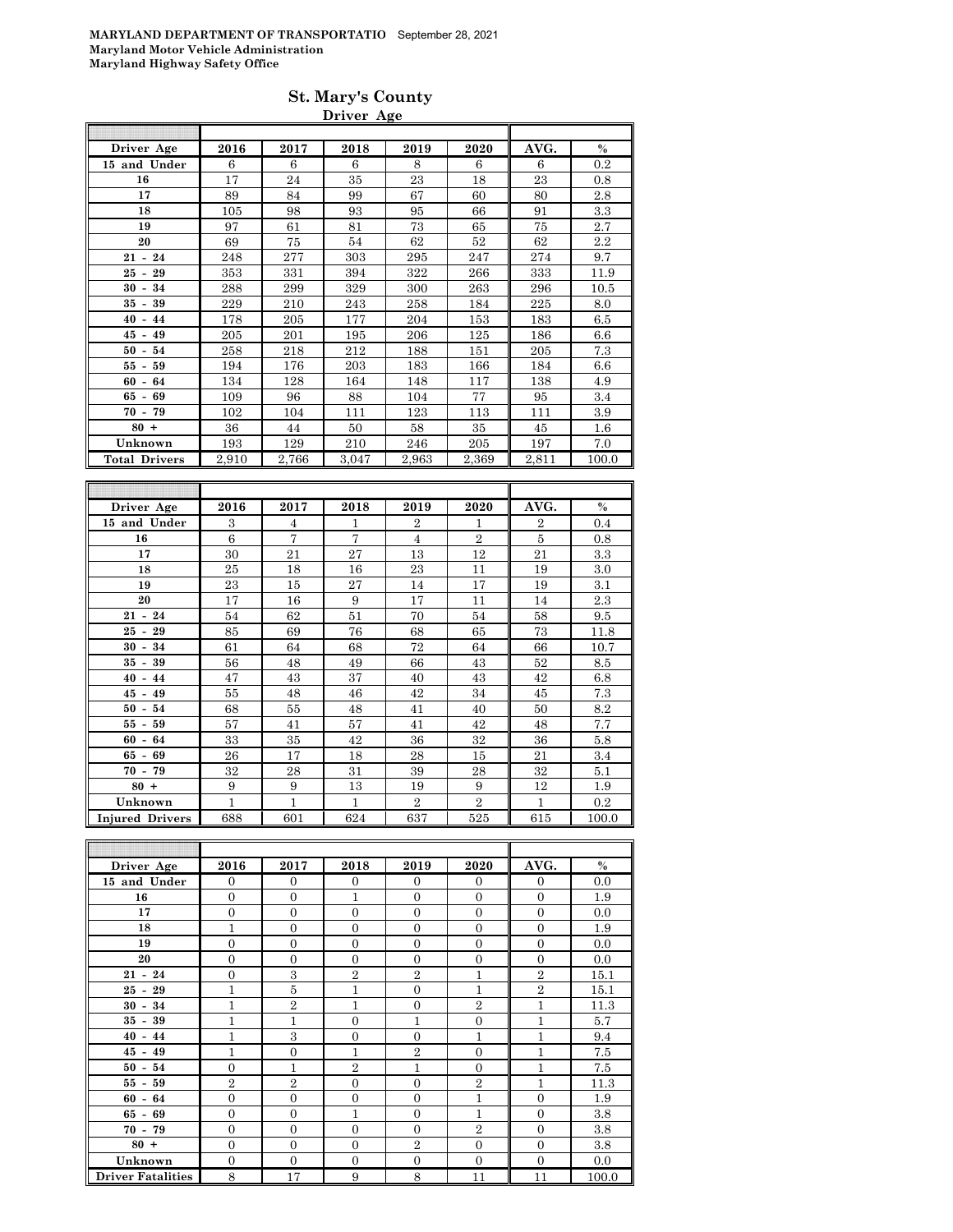MARYLAND DEPARTMENT OF TRANSPORTATIO September 28, 2021
Maryland Motor Vehicle Administration
Maryland Highway Safety Office

## St. Mary's County

### Driver Age

| Driver Age | 2016 | 2017 | 2018 | 2019 | 2020 | AVG. | % |
|---|---|---|---|---|---|---|---|
| 15 and Under | 6 | 6 | 6 | 8 | 6 | 6 | 0.2 |
| 16 | 17 | 24 | 35 | 23 | 18 | 23 | 0.8 |
| 17 | 89 | 84 | 99 | 67 | 60 | 80 | 2.8 |
| 18 | 105 | 98 | 93 | 95 | 66 | 91 | 3.3 |
| 19 | 97 | 61 | 81 | 73 | 65 | 75 | 2.7 |
| 20 | 69 | 75 | 54 | 62 | 52 | 62 | 2.2 |
| 21 - 24 | 248 | 277 | 303 | 295 | 247 | 274 | 9.7 |
| 25 - 29 | 353 | 331 | 394 | 322 | 266 | 333 | 11.9 |
| 30 - 34 | 288 | 299 | 329 | 300 | 263 | 296 | 10.5 |
| 35 - 39 | 229 | 210 | 243 | 258 | 184 | 225 | 8.0 |
| 40 - 44 | 178 | 205 | 177 | 204 | 153 | 183 | 6.5 |
| 45 - 49 | 205 | 201 | 195 | 206 | 125 | 186 | 6.6 |
| 50 - 54 | 258 | 218 | 212 | 188 | 151 | 205 | 7.3 |
| 55 - 59 | 194 | 176 | 203 | 183 | 166 | 184 | 6.6 |
| 60 - 64 | 134 | 128 | 164 | 148 | 117 | 138 | 4.9 |
| 65 - 69 | 109 | 96 | 88 | 104 | 77 | 95 | 3.4 |
| 70 - 79 | 102 | 104 | 111 | 123 | 113 | 111 | 3.9 |
| 80 + | 36 | 44 | 50 | 58 | 35 | 45 | 1.6 |
| Unknown | 193 | 129 | 210 | 246 | 205 | 197 | 7.0 |
| Total Drivers | 2,910 | 2,766 | 3,047 | 2,963 | 2,369 | 2,811 | 100.0 |

| Driver Age | 2016 | 2017 | 2018 | 2019 | 2020 | AVG. | % |
|---|---|---|---|---|---|---|---|
| 15 and Under | 3 | 4 | 1 | 2 | 1 | 2 | 0.4 |
| 16 | 6 | 7 | 7 | 4 | 2 | 5 | 0.8 |
| 17 | 30 | 21 | 27 | 13 | 12 | 21 | 3.3 |
| 18 | 25 | 18 | 16 | 23 | 11 | 19 | 3.0 |
| 19 | 23 | 15 | 27 | 14 | 17 | 19 | 3.1 |
| 20 | 17 | 16 | 9 | 17 | 11 | 14 | 2.3 |
| 21 - 24 | 54 | 62 | 51 | 70 | 54 | 58 | 9.5 |
| 25 - 29 | 85 | 69 | 76 | 68 | 65 | 73 | 11.8 |
| 30 - 34 | 61 | 64 | 68 | 72 | 64 | 66 | 10.7 |
| 35 - 39 | 56 | 48 | 49 | 66 | 43 | 52 | 8.5 |
| 40 - 44 | 47 | 43 | 37 | 40 | 43 | 42 | 6.8 |
| 45 - 49 | 55 | 48 | 46 | 42 | 34 | 45 | 7.3 |
| 50 - 54 | 68 | 55 | 48 | 41 | 40 | 50 | 8.2 |
| 55 - 59 | 57 | 41 | 57 | 41 | 42 | 48 | 7.7 |
| 60 - 64 | 33 | 35 | 42 | 36 | 32 | 36 | 5.8 |
| 65 - 69 | 26 | 17 | 18 | 28 | 15 | 21 | 3.4 |
| 70 - 79 | 32 | 28 | 31 | 39 | 28 | 32 | 5.1 |
| 80 + | 9 | 9 | 13 | 19 | 9 | 12 | 1.9 |
| Unknown | 1 | 1 | 1 | 2 | 2 | 1 | 0.2 |
| Injured Drivers | 688 | 601 | 624 | 637 | 525 | 615 | 100.0 |

| Driver Age | 2016 | 2017 | 2018 | 2019 | 2020 | AVG. | % |
|---|---|---|---|---|---|---|---|
| 15 and Under | 0 | 0 | 0 | 0 | 0 | 0 | 0.0 |
| 16 | 0 | 0 | 1 | 0 | 0 | 0 | 1.9 |
| 17 | 0 | 0 | 0 | 0 | 0 | 0 | 0.0 |
| 18 | 1 | 0 | 0 | 0 | 0 | 0 | 1.9 |
| 19 | 0 | 0 | 0 | 0 | 0 | 0 | 0.0 |
| 20 | 0 | 0 | 0 | 0 | 0 | 0 | 0.0 |
| 21 - 24 | 0 | 3 | 2 | 2 | 1 | 2 | 15.1 |
| 25 - 29 | 1 | 5 | 1 | 0 | 1 | 2 | 15.1 |
| 30 - 34 | 1 | 2 | 1 | 0 | 2 | 1 | 11.3 |
| 35 - 39 | 1 | 1 | 0 | 1 | 0 | 1 | 5.7 |
| 40 - 44 | 1 | 3 | 0 | 0 | 1 | 1 | 9.4 |
| 45 - 49 | 1 | 0 | 1 | 2 | 0 | 1 | 7.5 |
| 50 - 54 | 0 | 1 | 2 | 1 | 0 | 1 | 7.5 |
| 55 - 59 | 2 | 2 | 0 | 0 | 2 | 1 | 11.3 |
| 60 - 64 | 0 | 0 | 0 | 0 | 1 | 0 | 1.9 |
| 65 - 69 | 0 | 0 | 1 | 0 | 1 | 0 | 3.8 |
| 70 - 79 | 0 | 0 | 0 | 0 | 2 | 0 | 3.8 |
| 80 + | 0 | 0 | 0 | 2 | 0 | 0 | 3.8 |
| Unknown | 0 | 0 | 0 | 0 | 0 | 0 | 0.0 |
| Driver Fatalities | 8 | 17 | 9 | 8 | 11 | 11 | 100.0 |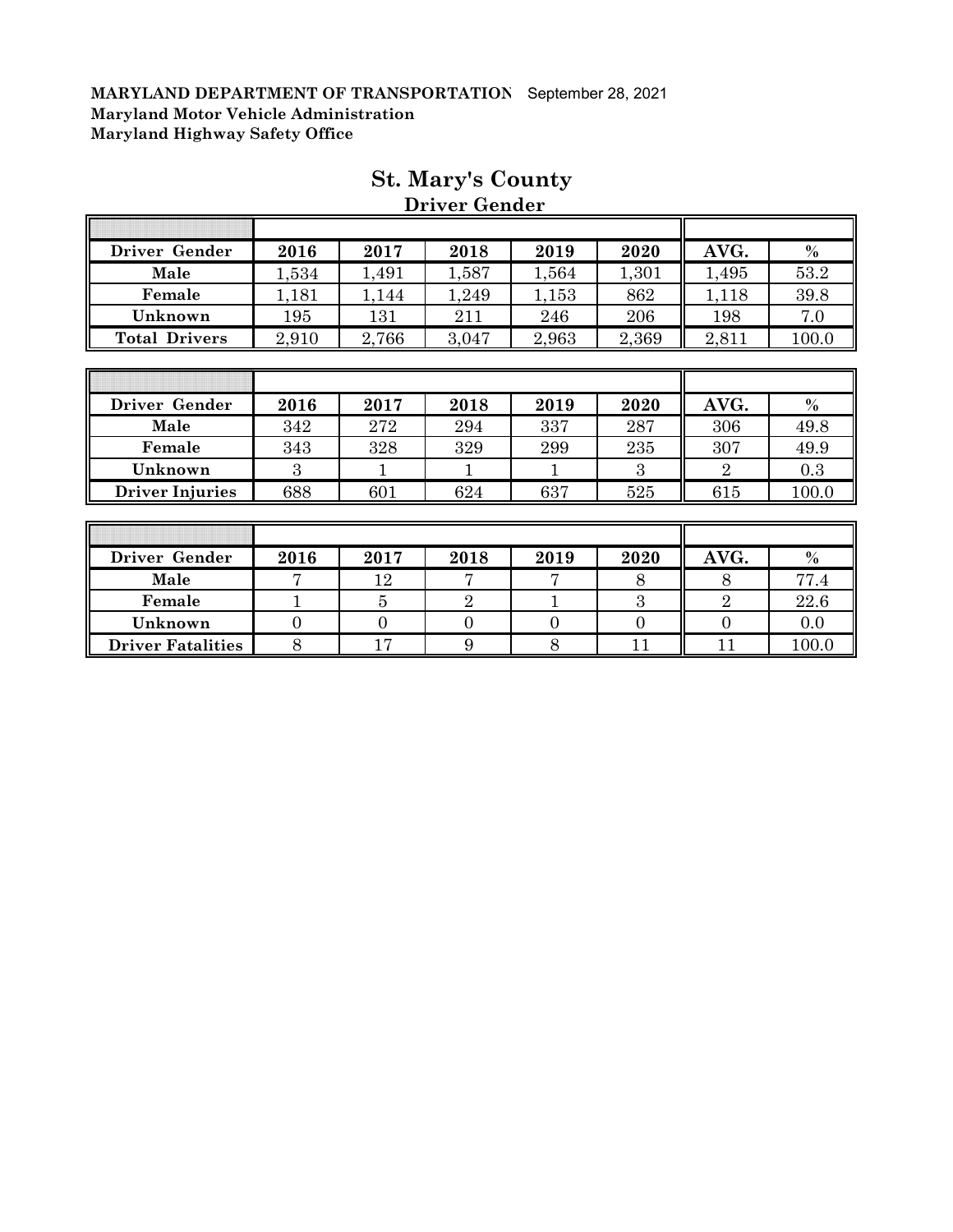**MARYLAND DEPARTMENT OF TRANSPORTATION** September 28, 2021
**Maryland Motor Vehicle Administration**
**Maryland Highway Safety Office**

# St. Mary's County

## Driver Gender

| Driver Gender | 2016 | 2017 | 2018 | 2019 | 2020 | AVG. | % |
|---|---|---|---|---|---|---|---|
| Male | 1,534 | 1,491 | 1,587 | 1,564 | 1,301 | 1,495 | 53.2 |
| Female | 1,181 | 1,144 | 1,249 | 1,153 | 862 | 1,118 | 39.8 |
| Unknown | 195 | 131 | 211 | 246 | 206 | 198 | 7.0 |
| Total Drivers | 2,910 | 2,766 | 3,047 | 2,963 | 2,369 | 2,811 | 100.0 |

| Driver Gender | 2016 | 2017 | 2018 | 2019 | 2020 | AVG. | % |
|---|---|---|---|---|---|---|---|
| Male | 342 | 272 | 294 | 337 | 287 | 306 | 49.8 |
| Female | 343 | 328 | 329 | 299 | 235 | 307 | 49.9 |
| Unknown | 3 | 1 | 1 | 1 | 3 | 2 | 0.3 |
| Driver Injuries | 688 | 601 | 624 | 637 | 525 | 615 | 100.0 |

| Driver Gender | 2016 | 2017 | 2018 | 2019 | 2020 | AVG. | % |
|---|---|---|---|---|---|---|---|
| Male | 7 | 12 | 7 | 7 | 8 | 8 | 77.4 |
| Female | 1 | 5 | 2 | 1 | 3 | 2 | 22.6 |
| Unknown | 0 | 0 | 0 | 0 | 0 | 0 | 0.0 |
| Driver Fatalities | 8 | 17 | 9 | 8 | 11 | 11 | 100.0 |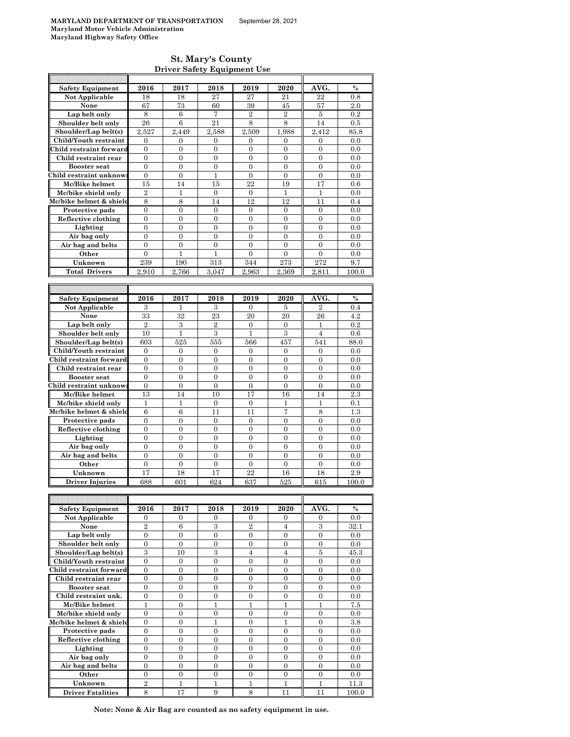MARYLAND DEPARTMENT OF TRANSPORTATION September 28, 2021
Maryland Motor Vehicle Administration
Maryland Highway Safety Office

# St. Mary's County
## Driver Safety Equipment Use

| Safety Equipment | 2016 | 2017 | 2018 | 2019 | 2020 | AVG. | % |
|---|---|---|---|---|---|---|---|
| Not Applicable | 18 | 18 | 27 | 27 | 21 | 22 | 0.8 |
| None | 67 | 73 | 60 | 39 | 45 | 57 | 2.0 |
| Lap belt only | 8 | 6 | 7 | 2 | 2 | 5 | 0.2 |
| Shoulder belt only | 26 | 6 | 21 | 8 | 8 | 14 | 0.5 |
| Shoulder/Lap belt(s) | 2,527 | 2,449 | 2,588 | 2,509 | 1,988 | 2,412 | 85.8 |
| Child/Youth restraint | 0 | 0 | 0 | 0 | 0 | 0 | 0.0 |
| Child restraint forward | 0 | 0 | 0 | 0 | 0 | 0 | 0.0 |
| Child restraint rear | 0 | 0 | 0 | 0 | 0 | 0 | 0.0 |
| Booster seat | 0 | 0 | 0 | 0 | 0 | 0 | 0.0 |
| Child restraint unknown | 0 | 0 | 1 | 0 | 0 | 0 | 0.0 |
| Mc/Bike helmet | 15 | 14 | 15 | 22 | 19 | 17 | 0.6 |
| Mc/bike shield only | 2 | 1 | 0 | 0 | 1 | 1 | 0.0 |
| Mc/bike helmet & shield | 8 | 8 | 14 | 12 | 12 | 11 | 0.4 |
| Protective pads | 0 | 0 | 0 | 0 | 0 | 0 | 0.0 |
| Reflective clothing | 0 | 0 | 0 | 0 | 0 | 0 | 0.0 |
| Lighting | 0 | 0 | 0 | 0 | 0 | 0 | 0.0 |
| Air bag only | 0 | 0 | 0 | 0 | 0 | 0 | 0.0 |
| Air bag and belts | 0 | 0 | 0 | 0 | 0 | 0 | 0.0 |
| Other | 0 | 1 | 1 | 0 | 0 | 0 | 0.0 |
| Unknown | 239 | 190 | 313 | 344 | 273 | 272 | 9.7 |
| Total Drivers | 2,910 | 2,766 | 3,047 | 2,963 | 2,369 | 2,811 | 100.0 |

| Safety Equipment | 2016 | 2017 | 2018 | 2019 | 2020 | AVG. | % |
|---|---|---|---|---|---|---|---|
| Not Applicable | 3 | 1 | 3 | 0 | 5 | 2 | 0.4 |
| None | 33 | 32 | 23 | 20 | 20 | 26 | 4.2 |
| Lap belt only | 2 | 3 | 2 | 0 | 0 | 1 | 0.2 |
| Shoulder belt only | 10 | 1 | 3 | 1 | 3 | 4 | 0.6 |
| Shoulder/Lap belt(s) | 603 | 525 | 555 | 566 | 457 | 541 | 88.0 |
| Child/Youth restraint | 0 | 0 | 0 | 0 | 0 | 0 | 0.0 |
| Child restraint forward | 0 | 0 | 0 | 0 | 0 | 0 | 0.0 |
| Child restraint rear | 0 | 0 | 0 | 0 | 0 | 0 | 0.0 |
| Booster seat | 0 | 0 | 0 | 0 | 0 | 0 | 0.0 |
| Child restraint unknown | 0 | 0 | 0 | 0 | 0 | 0 | 0.0 |
| Mc/Bike helmet | 13 | 14 | 10 | 17 | 16 | 14 | 2.3 |
| Mc/bike shield only | 1 | 1 | 0 | 0 | 1 | 1 | 0.1 |
| Mc/bike helmet & shield | 6 | 6 | 11 | 11 | 7 | 8 | 1.3 |
| Protective pads | 0 | 0 | 0 | 0 | 0 | 0 | 0.0 |
| Reflective clothing | 0 | 0 | 0 | 0 | 0 | 0 | 0.0 |
| Lighting | 0 | 0 | 0 | 0 | 0 | 0 | 0.0 |
| Air bag only | 0 | 0 | 0 | 0 | 0 | 0 | 0.0 |
| Air bag and belts | 0 | 0 | 0 | 0 | 0 | 0 | 0.0 |
| Other | 0 | 0 | 0 | 0 | 0 | 0 | 0.0 |
| Unknown | 17 | 18 | 17 | 22 | 16 | 18 | 2.9 |
| Driver Injuries | 688 | 601 | 624 | 637 | 525 | 615 | 100.0 |

| Safety Equipment | 2016 | 2017 | 2018 | 2019 | 2020 | AVG. | % |
|---|---|---|---|---|---|---|---|
| Not Applicable | 0 | 0 | 0 | 0 | 0 | 0 | 0.0 |
| None | 2 | 6 | 3 | 2 | 4 | 3 | 32.1 |
| Lap belt only | 0 | 0 | 0 | 0 | 0 | 0 | 0.0 |
| Shoulder belt only | 0 | 0 | 0 | 0 | 0 | 0 | 0.0 |
| Shoulder/Lap belt(s) | 3 | 10 | 3 | 4 | 4 | 5 | 45.3 |
| Child/Youth restraint | 0 | 0 | 0 | 0 | 0 | 0 | 0.0 |
| Child restraint forward | 0 | 0 | 0 | 0 | 0 | 0 | 0.0 |
| Child restraint rear | 0 | 0 | 0 | 0 | 0 | 0 | 0.0 |
| Booster seat | 0 | 0 | 0 | 0 | 0 | 0 | 0.0 |
| Child restraint unk. | 0 | 0 | 0 | 0 | 0 | 0 | 0.0 |
| Mc/Bike helmet | 1 | 0 | 1 | 1 | 1 | 1 | 7.5 |
| Mc/bike shield only | 0 | 0 | 0 | 0 | 0 | 0 | 0.0 |
| Mc/bike helmet & shield | 0 | 0 | 1 | 0 | 1 | 0 | 3.8 |
| Protective pads | 0 | 0 | 0 | 0 | 0 | 0 | 0.0 |
| Reflective clothing | 0 | 0 | 0 | 0 | 0 | 0 | 0.0 |
| Lighting | 0 | 0 | 0 | 0 | 0 | 0 | 0.0 |
| Air bag only | 0 | 0 | 0 | 0 | 0 | 0 | 0.0 |
| Air bag and belts | 0 | 0 | 0 | 0 | 0 | 0 | 0.0 |
| Other | 0 | 0 | 0 | 0 | 0 | 0 | 0.0 |
| Unknown | 2 | 1 | 1 | 1 | 1 | 1 | 11.3 |
| Driver Fatalities | 8 | 17 | 9 | 8 | 11 | 11 | 100.0 |

**Note: None & Air Bag are counted as no safety equipment in use.**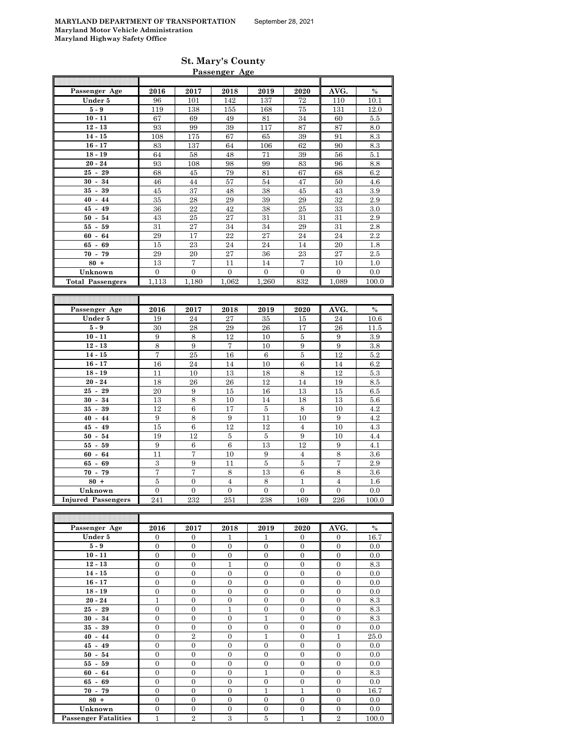**MARYLAND DEPARTMENT OF TRANSPORTATION** September 28, 2021
**Maryland Motor Vehicle Administration**
**Maryland Highway Safety Office**

## St. Mary's County

### Passenger Age

| Passenger Age | 2016 | 2017 | 2018 | 2019 | 2020 | AVG. | % |
|---|---|---|---|---|---|---|---|
| Under 5 | 96 | 101 | 142 | 137 | 72 | 110 | 10.1 |
| 5 - 9 | 119 | 138 | 155 | 168 | 75 | 131 | 12.0 |
| 10 - 11 | 67 | 69 | 49 | 81 | 34 | 60 | 5.5 |
| 12 - 13 | 93 | 99 | 39 | 117 | 87 | 87 | 8.0 |
| 14 - 15 | 108 | 175 | 67 | 65 | 39 | 91 | 8.3 |
| 16 - 17 | 83 | 137 | 64 | 106 | 62 | 90 | 8.3 |
| 18 - 19 | 64 | 58 | 48 | 71 | 39 | 56 | 5.1 |
| 20 - 24 | 93 | 108 | 98 | 99 | 83 | 96 | 8.8 |
| 25 - 29 | 68 | 45 | 79 | 81 | 67 | 68 | 6.2 |
| 30 - 34 | 46 | 44 | 57 | 54 | 47 | 50 | 4.6 |
| 35 - 39 | 45 | 37 | 48 | 38 | 45 | 43 | 3.9 |
| 40 - 44 | 35 | 28 | 29 | 39 | 29 | 32 | 2.9 |
| 45 - 49 | 36 | 22 | 42 | 38 | 25 | 33 | 3.0 |
| 50 - 54 | 43 | 25 | 27 | 31 | 31 | 31 | 2.9 |
| 55 - 59 | 31 | 27 | 34 | 34 | 29 | 31 | 2.8 |
| 60 - 64 | 29 | 17 | 22 | 27 | 24 | 24 | 2.2 |
| 65 - 69 | 15 | 23 | 24 | 24 | 14 | 20 | 1.8 |
| 70 - 79 | 29 | 20 | 27 | 36 | 23 | 27 | 2.5 |
| 80 + | 13 | 7 | 11 | 14 | 7 | 10 | 1.0 |
| Unknown | 0 | 0 | 0 | 0 | 0 | 0 | 0.0 |
| **Total Passengers** | 1,113 | 1,180 | 1,062 | 1,260 | 832 | 1,089 | 100.0 |

| Passenger Age | 2016 | 2017 | 2018 | 2019 | 2020 | AVG. | % |
|---|---|---|---|---|---|---|---|
| Under 5 | 19 | 24 | 27 | 35 | 15 | 24 | 10.6 |
| 5 - 9 | 30 | 28 | 29 | 26 | 17 | 26 | 11.5 |
| 10 - 11 | 9 | 8 | 12 | 10 | 5 | 9 | 3.9 |
| 12 - 13 | 8 | 9 | 7 | 10 | 9 | 9 | 3.8 |
| 14 - 15 | 7 | 25 | 16 | 6 | 5 | 12 | 5.2 |
| 16 - 17 | 16 | 24 | 14 | 10 | 6 | 14 | 6.2 |
| 18 - 19 | 11 | 10 | 13 | 18 | 8 | 12 | 5.3 |
| 20 - 24 | 18 | 26 | 26 | 12 | 14 | 19 | 8.5 |
| 25 - 29 | 20 | 9 | 15 | 16 | 13 | 15 | 6.5 |
| 30 - 34 | 13 | 8 | 10 | 14 | 18 | 13 | 5.6 |
| 35 - 39 | 12 | 6 | 17 | 5 | 8 | 10 | 4.2 |
| 40 - 44 | 9 | 8 | 9 | 11 | 10 | 9 | 4.2 |
| 45 - 49 | 15 | 6 | 12 | 12 | 4 | 10 | 4.3 |
| 50 - 54 | 19 | 12 | 5 | 5 | 9 | 10 | 4.4 |
| 55 - 59 | 9 | 6 | 6 | 13 | 12 | 9 | 4.1 |
| 60 - 64 | 11 | 7 | 10 | 9 | 4 | 8 | 3.6 |
| 65 - 69 | 3 | 9 | 11 | 5 | 5 | 7 | 2.9 |
| 70 - 79 | 7 | 7 | 8 | 13 | 6 | 8 | 3.6 |
| 80 + | 5 | 0 | 4 | 8 | 1 | 4 | 1.6 |
| Unknown | 0 | 0 | 0 | 0 | 0 | 0 | 0.0 |
| **Injured Passengers** | 241 | 232 | 251 | 238 | 169 | 226 | 100.0 |

| Passenger Age | 2016 | 2017 | 2018 | 2019 | 2020 | AVG. | % |
|---|---|---|---|---|---|---|---|
| Under 5 | 0 | 0 | 1 | 1 | 0 | 0 | 16.7 |
| 5 - 9 | 0 | 0 | 0 | 0 | 0 | 0 | 0.0 |
| 10 - 11 | 0 | 0 | 0 | 0 | 0 | 0 | 0.0 |
| 12 - 13 | 0 | 0 | 1 | 0 | 0 | 0 | 8.3 |
| 14 - 15 | 0 | 0 | 0 | 0 | 0 | 0 | 0.0 |
| 16 - 17 | 0 | 0 | 0 | 0 | 0 | 0 | 0.0 |
| 18 - 19 | 0 | 0 | 0 | 0 | 0 | 0 | 0.0 |
| 20 - 24 | 1 | 0 | 0 | 0 | 0 | 0 | 8.3 |
| 25 - 29 | 0 | 0 | 1 | 0 | 0 | 0 | 8.3 |
| 30 - 34 | 0 | 0 | 0 | 1 | 0 | 0 | 8.3 |
| 35 - 39 | 0 | 0 | 0 | 0 | 0 | 0 | 0.0 |
| 40 - 44 | 0 | 2 | 0 | 1 | 0 | 1 | 25.0 |
| 45 - 49 | 0 | 0 | 0 | 0 | 0 | 0 | 0.0 |
| 50 - 54 | 0 | 0 | 0 | 0 | 0 | 0 | 0.0 |
| 55 - 59 | 0 | 0 | 0 | 0 | 0 | 0 | 0.0 |
| 60 - 64 | 0 | 0 | 0 | 1 | 0 | 0 | 8.3 |
| 65 - 69 | 0 | 0 | 0 | 0 | 0 | 0 | 0.0 |
| 70 - 79 | 0 | 0 | 0 | 1 | 1 | 0 | 16.7 |
| 80 + | 0 | 0 | 0 | 0 | 0 | 0 | 0.0 |
| Unknown | 0 | 0 | 0 | 0 | 0 | 0 | 0.0 |
| **Passenger Fatalities** | 1 | 2 | 3 | 5 | 1 | 2 | 100.0 |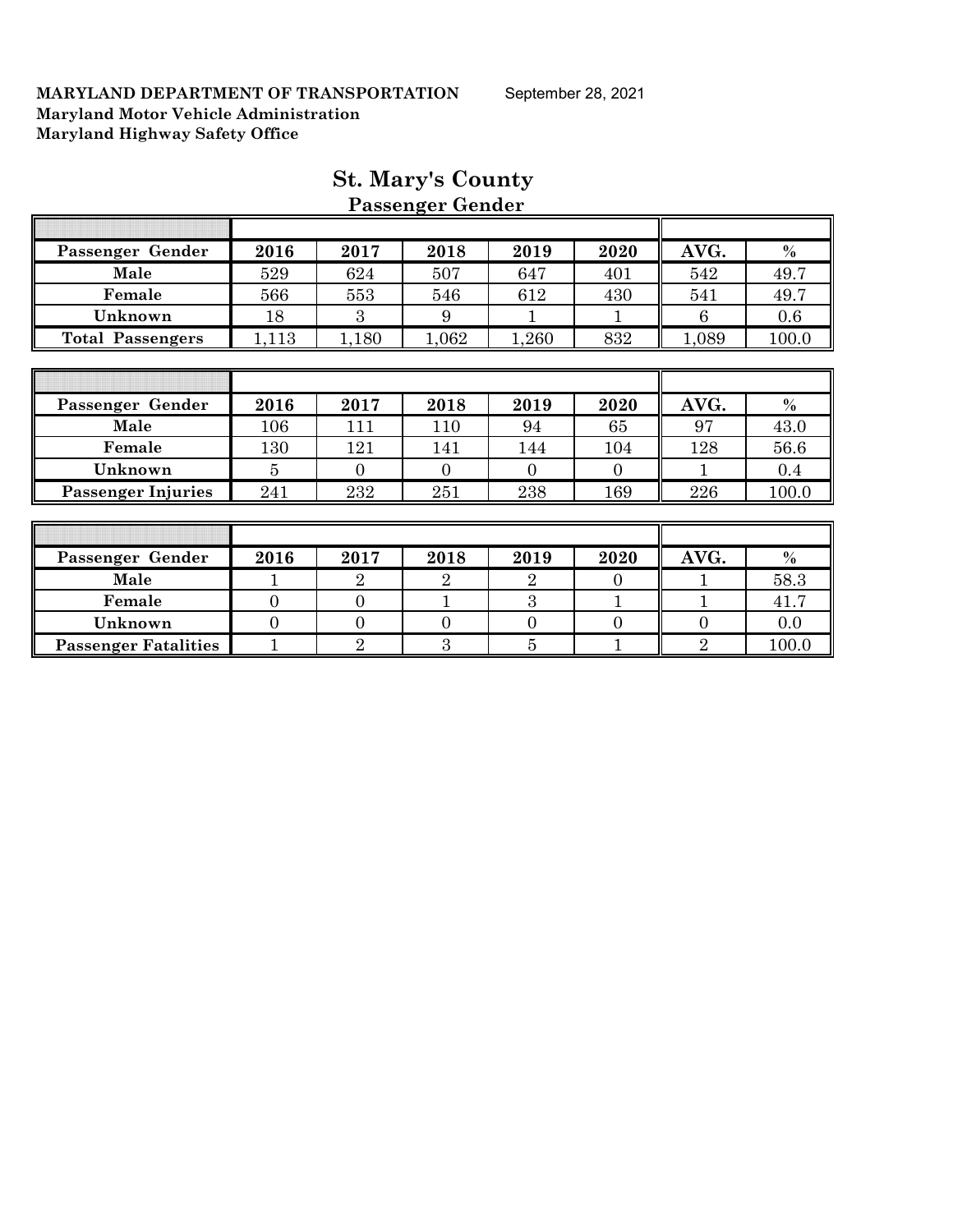**MARYLAND DEPARTMENT OF TRANSPORTATION** September 28, 2021
**Maryland Motor Vehicle Administration**
**Maryland Highway Safety Office**

# St. Mary's County

## Passenger Gender

| Passenger Gender | 2016 | 2017 | 2018 | 2019 | 2020 | AVG. | % |
|---|---|---|---|---|---|---|---|
| Male | 529 | 624 | 507 | 647 | 401 | 542 | 49.7 |
| Female | 566 | 553 | 546 | 612 | 430 | 541 | 49.7 |
| Unknown | 18 | 3 | 9 | 1 | 1 | 6 | 0.6 |
| Total Passengers | 1,113 | 1,180 | 1,062 | 1,260 | 832 | 1,089 | 100.0 |

| Passenger Gender | 2016 | 2017 | 2018 | 2019 | 2020 | AVG. | % |
|---|---|---|---|---|---|---|---|
| Male | 106 | 111 | 110 | 94 | 65 | 97 | 43.0 |
| Female | 130 | 121 | 141 | 144 | 104 | 128 | 56.6 |
| Unknown | 5 | 0 | 0 | 0 | 0 | 1 | 0.4 |
| Passenger Injuries | 241 | 232 | 251 | 238 | 169 | 226 | 100.0 |

| Passenger Gender | 2016 | 2017 | 2018 | 2019 | 2020 | AVG. | % |
|---|---|---|---|---|---|---|---|
| Male | 1 | 2 | 2 | 2 | 0 | 1 | 58.3 |
| Female | 0 | 0 | 1 | 3 | 1 | 1 | 41.7 |
| Unknown | 0 | 0 | 0 | 0 | 0 | 0 | 0.0 |
| Passenger Fatalities | 1 | 2 | 3 | 5 | 1 | 2 | 100.0 |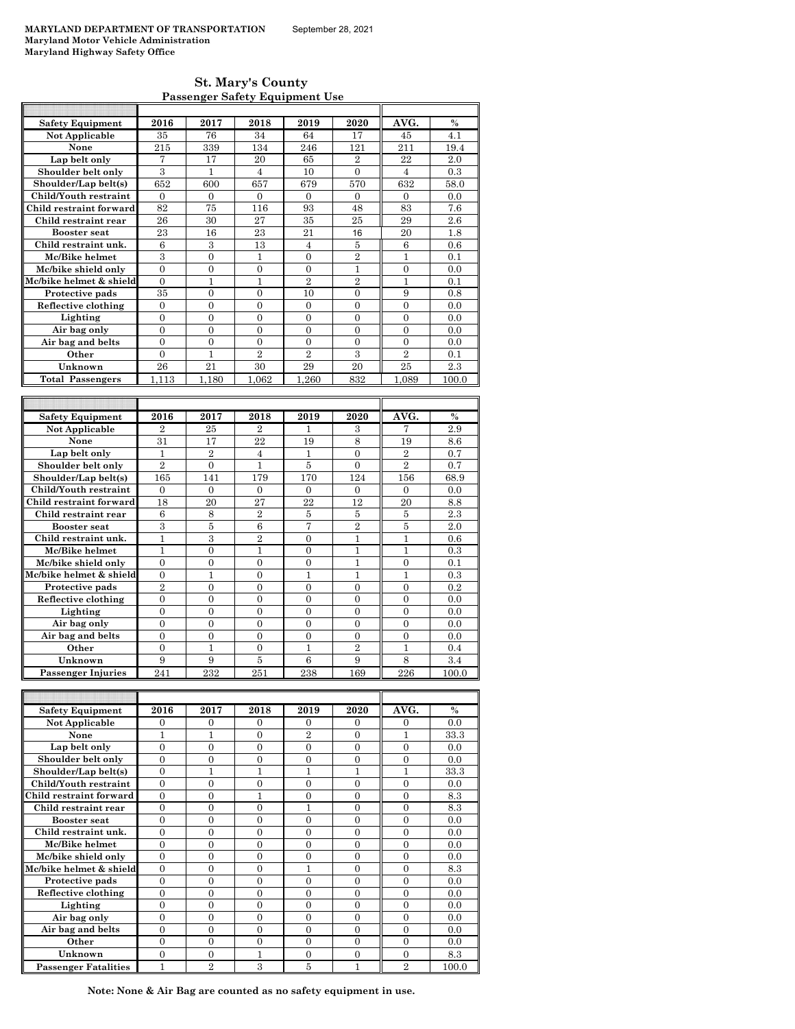**MARYLAND DEPARTMENT OF TRANSPORTATION** September 28, 2021
**Maryland Motor Vehicle Administration**
**Maryland Highway Safety Office**

## St. Mary's County
### Passenger Safety Equipment Use

| Safety Equipment | 2016 | 2017 | 2018 | 2019 | 2020 | AVG. | % |
|---|---|---|---|---|---|---|---|
| Not Applicable | 35 | 76 | 34 | 64 | 17 | 45 | 4.1 |
| None | 215 | 339 | 134 | 246 | 121 | 211 | 19.4 |
| Lap belt only | 7 | 17 | 20 | 65 | 2 | 22 | 2.0 |
| Shoulder belt only | 3 | 1 | 4 | 10 | 0 | 4 | 0.3 |
| Shoulder/Lap belt(s) | 652 | 600 | 657 | 679 | 570 | 632 | 58.0 |
| Child/Youth restraint | 0 | 0 | 0 | 0 | 0 | 0 | 0.0 |
| Child restraint forward | 82 | 75 | 116 | 93 | 48 | 83 | 7.6 |
| Child restraint rear | 26 | 30 | 27 | 35 | 25 | 29 | 2.6 |
| Booster seat | 23 | 16 | 23 | 21 | 16 | 20 | 1.8 |
| Child restraint unk. | 6 | 3 | 13 | 4 | 5 | 6 | 0.6 |
| Mc/Bike helmet | 3 | 0 | 1 | 0 | 2 | 1 | 0.1 |
| Mc/bike shield only | 0 | 0 | 0 | 0 | 1 | 0 | 0.0 |
| Mc/bike helmet & shield | 0 | 1 | 1 | 2 | 2 | 1 | 0.1 |
| Protective pads | 35 | 0 | 0 | 10 | 0 | 9 | 0.8 |
| Reflective clothing | 0 | 0 | 0 | 0 | 0 | 0 | 0.0 |
| Lighting | 0 | 0 | 0 | 0 | 0 | 0 | 0.0 |
| Air bag only | 0 | 0 | 0 | 0 | 0 | 0 | 0.0 |
| Air bag and belts | 0 | 0 | 0 | 0 | 0 | 0 | 0.0 |
| Other | 0 | 1 | 2 | 2 | 3 | 2 | 0.1 |
| Unknown | 26 | 21 | 30 | 29 | 20 | 25 | 2.3 |
| Total Passengers | 1,113 | 1,180 | 1,062 | 1,260 | 832 | 1,089 | 100.0 |

| Safety Equipment | 2016 | 2017 | 2018 | 2019 | 2020 | AVG. | % |
|---|---|---|---|---|---|---|---|
| Not Applicable | 2 | 25 | 2 | 1 | 3 | 7 | 2.9 |
| None | 31 | 17 | 22 | 19 | 8 | 19 | 8.6 |
| Lap belt only | 1 | 2 | 4 | 1 | 0 | 2 | 0.7 |
| Shoulder belt only | 2 | 0 | 1 | 5 | 0 | 2 | 0.7 |
| Shoulder/Lap belt(s) | 165 | 141 | 179 | 170 | 124 | 156 | 68.9 |
| Child/Youth restraint | 0 | 0 | 0 | 0 | 0 | 0 | 0.0 |
| Child restraint forward | 18 | 20 | 27 | 22 | 12 | 20 | 8.8 |
| Child restraint rear | 6 | 8 | 2 | 5 | 5 | 5 | 2.3 |
| Booster seat | 3 | 5 | 6 | 7 | 2 | 5 | 2.0 |
| Child restraint unk. | 1 | 3 | 2 | 0 | 1 | 1 | 0.6 |
| Mc/Bike helmet | 1 | 0 | 1 | 0 | 1 | 1 | 0.3 |
| Mc/bike shield only | 0 | 0 | 0 | 0 | 1 | 0 | 0.1 |
| Mc/bike helmet & shield | 0 | 1 | 0 | 1 | 1 | 1 | 0.3 |
| Protective pads | 2 | 0 | 0 | 0 | 0 | 0 | 0.2 |
| Reflective clothing | 0 | 0 | 0 | 0 | 0 | 0 | 0.0 |
| Lighting | 0 | 0 | 0 | 0 | 0 | 0 | 0.0 |
| Air bag only | 0 | 0 | 0 | 0 | 0 | 0 | 0.0 |
| Air bag and belts | 0 | 0 | 0 | 0 | 0 | 0 | 0.0 |
| Other | 0 | 1 | 0 | 1 | 2 | 1 | 0.4 |
| Unknown | 9 | 9 | 5 | 6 | 9 | 8 | 3.4 |
| Passenger Injuries | 241 | 232 | 251 | 238 | 169 | 226 | 100.0 |

| Safety Equipment | 2016 | 2017 | 2018 | 2019 | 2020 | AVG. | % |
|---|---|---|---|---|---|---|---|
| Not Applicable | 0 | 0 | 0 | 0 | 0 | 0 | 0.0 |
| None | 1 | 1 | 0 | 2 | 0 | 1 | 33.3 |
| Lap belt only | 0 | 0 | 0 | 0 | 0 | 0 | 0.0 |
| Shoulder belt only | 0 | 0 | 0 | 0 | 0 | 0 | 0.0 |
| Shoulder/Lap belt(s) | 0 | 1 | 1 | 1 | 1 | 1 | 33.3 |
| Child/Youth restraint | 0 | 0 | 0 | 0 | 0 | 0 | 0.0 |
| Child restraint forward | 0 | 0 | 1 | 0 | 0 | 0 | 8.3 |
| Child restraint rear | 0 | 0 | 0 | 1 | 0 | 0 | 8.3 |
| Booster seat | 0 | 0 | 0 | 0 | 0 | 0 | 0.0 |
| Child restraint unk. | 0 | 0 | 0 | 0 | 0 | 0 | 0.0 |
| Mc/Bike helmet | 0 | 0 | 0 | 0 | 0 | 0 | 0.0 |
| Mc/bike shield only | 0 | 0 | 0 | 0 | 0 | 0 | 0.0 |
| Mc/bike helmet & shield | 0 | 0 | 0 | 1 | 0 | 0 | 8.3 |
| Protective pads | 0 | 0 | 0 | 0 | 0 | 0 | 0.0 |
| Reflective clothing | 0 | 0 | 0 | 0 | 0 | 0 | 0.0 |
| Lighting | 0 | 0 | 0 | 0 | 0 | 0 | 0.0 |
| Air bag only | 0 | 0 | 0 | 0 | 0 | 0 | 0.0 |
| Air bag and belts | 0 | 0 | 0 | 0 | 0 | 0 | 0.0 |
| Other | 0 | 0 | 0 | 0 | 0 | 0 | 0.0 |
| Unknown | 0 | 0 | 1 | 0 | 0 | 0 | 8.3 |
| Passenger Fatalities | 1 | 2 | 3 | 5 | 1 | 2 | 100.0 |

**Note: None & Air Bag are counted as no safety equipment in use.**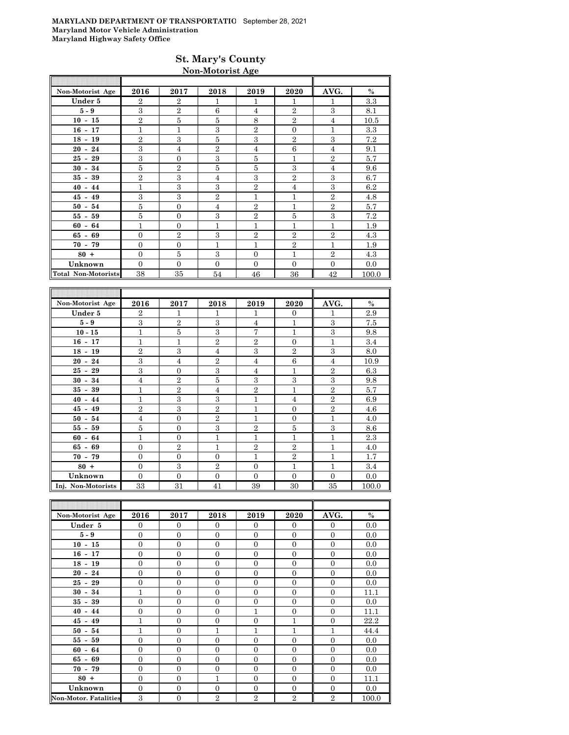**MARYLAND DEPARTMENT OF TRANSPORTATIO** September 28, 2021
**Maryland Motor Vehicle Administration**
**Maryland Highway Safety Office**

## St. Mary's County
### Non-Motorist Age

| Non-Motorist Age | 2016 | 2017 | 2018 | 2019 | 2020 | AVG. | % |
|---|---|---|---|---|---|---|---|
| Under 5 | 2 | 2 | 1 | 1 | 1 | 1 | 3.3 |
| 5 - 9 | 3 | 2 | 6 | 4 | 2 | 3 | 8.1 |
| 10 - 15 | 2 | 5 | 5 | 8 | 2 | 4 | 10.5 |
| 16 - 17 | 1 | 1 | 3 | 2 | 0 | 1 | 3.3 |
| 18 - 19 | 2 | 3 | 5 | 3 | 2 | 3 | 7.2 |
| 20 - 24 | 3 | 4 | 2 | 4 | 6 | 4 | 9.1 |
| 25 - 29 | 3 | 0 | 3 | 5 | 1 | 2 | 5.7 |
| 30 - 34 | 5 | 2 | 5 | 5 | 3 | 4 | 9.6 |
| 35 - 39 | 2 | 3 | 4 | 3 | 2 | 3 | 6.7 |
| 40 - 44 | 1 | 3 | 3 | 2 | 4 | 3 | 6.2 |
| 45 - 49 | 3 | 3 | 2 | 1 | 1 | 2 | 4.8 |
| 50 - 54 | 5 | 0 | 4 | 2 | 1 | 2 | 5.7 |
| 55 - 59 | 5 | 0 | 3 | 2 | 5 | 3 | 7.2 |
| 60 - 64 | 1 | 0 | 1 | 1 | 1 | 1 | 1.9 |
| 65 - 69 | 0 | 2 | 3 | 2 | 2 | 2 | 4.3 |
| 70 - 79 | 0 | 0 | 1 | 1 | 2 | 1 | 1.9 |
| 80 + | 0 | 5 | 3 | 0 | 1 | 2 | 4.3 |
| Unknown | 0 | 0 | 0 | 0 | 0 | 0 | 0.0 |
| Total Non-Motorists | 38 | 35 | 54 | 46 | 36 | 42 | 100.0 |

| Non-Motorist Age | 2016 | 2017 | 2018 | 2019 | 2020 | AVG. | % |
|---|---|---|---|---|---|---|---|
| Under 5 | 2 | 1 | 1 | 1 | 0 | 1 | 2.9 |
| 5 - 9 | 3 | 2 | 3 | 4 | 1 | 3 | 7.5 |
| 10 - 15 | 1 | 5 | 3 | 7 | 1 | 3 | 9.8 |
| 16 - 17 | 1 | 1 | 2 | 2 | 0 | 1 | 3.4 |
| 18 - 19 | 2 | 3 | 4 | 3 | 2 | 3 | 8.0 |
| 20 - 24 | 3 | 4 | 2 | 4 | 6 | 4 | 10.9 |
| 25 - 29 | 3 | 0 | 3 | 4 | 1 | 2 | 6.3 |
| 30 - 34 | 4 | 2 | 5 | 3 | 3 | 3 | 9.8 |
| 35 - 39 | 1 | 2 | 4 | 2 | 1 | 2 | 5.7 |
| 40 - 44 | 1 | 3 | 3 | 1 | 4 | 2 | 6.9 |
| 45 - 49 | 2 | 3 | 2 | 1 | 0 | 2 | 4.6 |
| 50 - 54 | 4 | 0 | 2 | 1 | 0 | 1 | 4.0 |
| 55 - 59 | 5 | 0 | 3 | 2 | 5 | 3 | 8.6 |
| 60 - 64 | 1 | 0 | 1 | 1 | 1 | 1 | 2.3 |
| 65 - 69 | 0 | 2 | 1 | 2 | 2 | 1 | 4.0 |
| 70 - 79 | 0 | 0 | 0 | 1 | 2 | 1 | 1.7 |
| 80 + | 0 | 3 | 2 | 0 | 1 | 1 | 3.4 |
| Unknown | 0 | 0 | 0 | 0 | 0 | 0 | 0.0 |
| Inj. Non-Motorists | 33 | 31 | 41 | 39 | 30 | 35 | 100.0 |

| Non-Motorist Age | 2016 | 2017 | 2018 | 2019 | 2020 | AVG. | % |
|---|---|---|---|---|---|---|---|
| Under 5 | 0 | 0 | 0 | 0 | 0 | 0 | 0.0 |
| 5 - 9 | 0 | 0 | 0 | 0 | 0 | 0 | 0.0 |
| 10 - 15 | 0 | 0 | 0 | 0 | 0 | 0 | 0.0 |
| 16 - 17 | 0 | 0 | 0 | 0 | 0 | 0 | 0.0 |
| 18 - 19 | 0 | 0 | 0 | 0 | 0 | 0 | 0.0 |
| 20 - 24 | 0 | 0 | 0 | 0 | 0 | 0 | 0.0 |
| 25 - 29 | 0 | 0 | 0 | 0 | 0 | 0 | 0.0 |
| 30 - 34 | 1 | 0 | 0 | 0 | 0 | 0 | 11.1 |
| 35 - 39 | 0 | 0 | 0 | 0 | 0 | 0 | 0.0 |
| 40 - 44 | 0 | 0 | 0 | 1 | 0 | 0 | 11.1 |
| 45 - 49 | 1 | 0 | 0 | 0 | 1 | 0 | 22.2 |
| 50 - 54 | 1 | 0 | 1 | 1 | 1 | 1 | 44.4 |
| 55 - 59 | 0 | 0 | 0 | 0 | 0 | 0 | 0.0 |
| 60 - 64 | 0 | 0 | 0 | 0 | 0 | 0 | 0.0 |
| 65 - 69 | 0 | 0 | 0 | 0 | 0 | 0 | 0.0 |
| 70 - 79 | 0 | 0 | 0 | 0 | 0 | 0 | 0.0 |
| 80 + | 0 | 0 | 1 | 0 | 0 | 0 | 11.1 |
| Unknown | 0 | 0 | 0 | 0 | 0 | 0 | 0.0 |
| Non-Motor. Fatalities | 3 | 0 | 2 | 2 | 2 | 2 | 100.0 |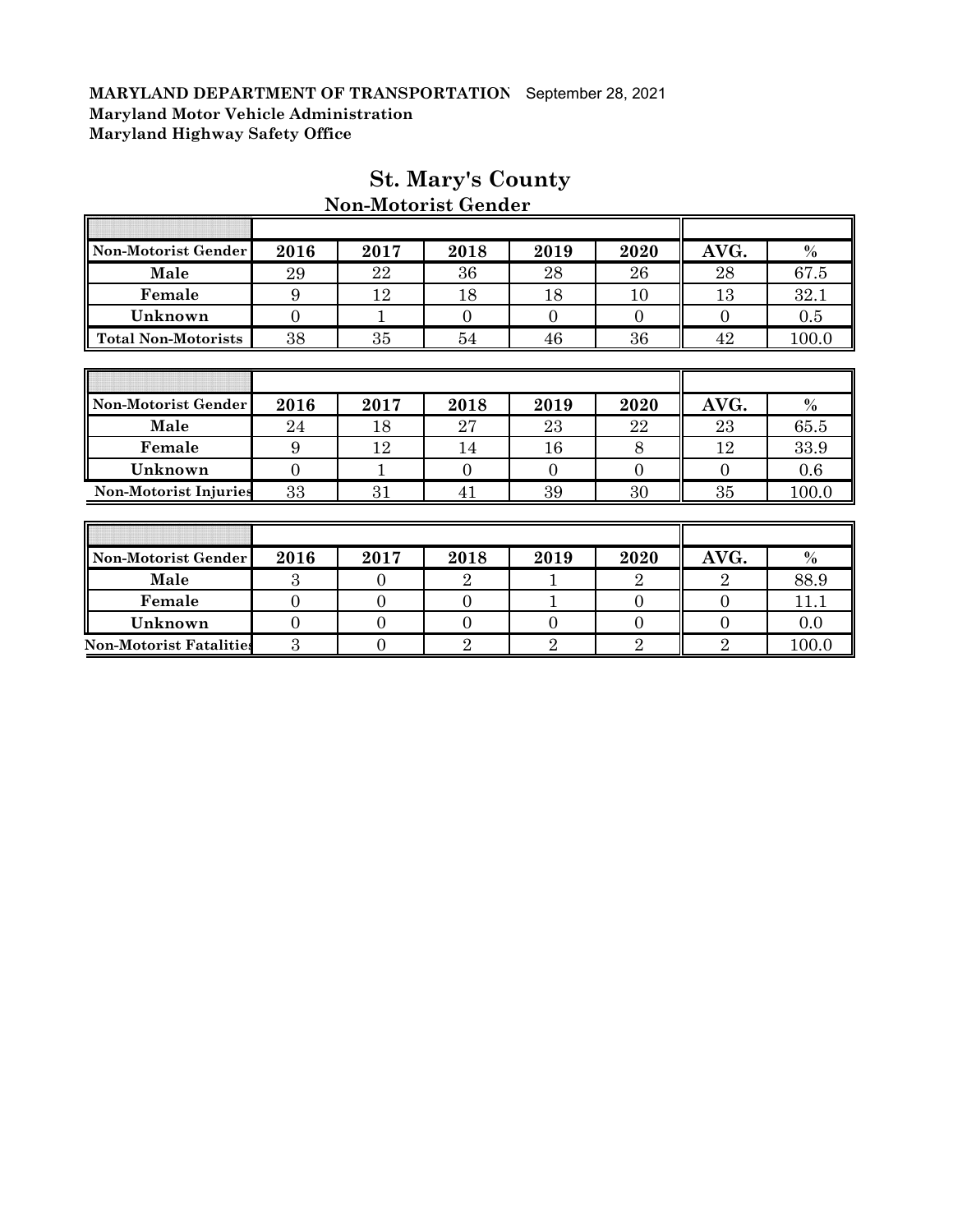**MARYLAND DEPARTMENT OF TRANSPORTATION** September 28, 2021
**Maryland Motor Vehicle Administration**
**Maryland Highway Safety Office**

# St. Mary's County

## Non-Motorist Gender

| Non-Motorist Gender | 2016 | 2017 | 2018 | 2019 | 2020 | AVG. | % |
|---|---|---|---|---|---|---|---|
| Male | 29 | 22 | 36 | 28 | 26 | 28 | 67.5 |
| Female | 9 | 12 | 18 | 18 | 10 | 13 | 32.1 |
| Unknown | 0 | 1 | 0 | 0 | 0 | 0 | 0.5 |
| Total Non-Motorists | 38 | 35 | 54 | 46 | 36 | 42 | 100.0 |

| Non-Motorist Gender | 2016 | 2017 | 2018 | 2019 | 2020 | AVG. | % |
|---|---|---|---|---|---|---|---|
| Male | 24 | 18 | 27 | 23 | 22 | 23 | 65.5 |
| Female | 9 | 12 | 14 | 16 | 8 | 12 | 33.9 |
| Unknown | 0 | 1 | 0 | 0 | 0 | 0 | 0.6 |
| Non-Motorist Injuries | 33 | 31 | 41 | 39 | 30 | 35 | 100.0 |

| Non-Motorist Gender | 2016 | 2017 | 2018 | 2019 | 2020 | AVG. | % |
|---|---|---|---|---|---|---|---|
| Male | 3 | 0 | 2 | 1 | 2 | 2 | 88.9 |
| Female | 0 | 0 | 0 | 1 | 0 | 0 | 11.1 |
| Unknown | 0 | 0 | 0 | 0 | 0 | 0 | 0.0 |
| Non-Motorist Fatalities | 3 | 0 | 2 | 2 | 2 | 2 | 100.0 |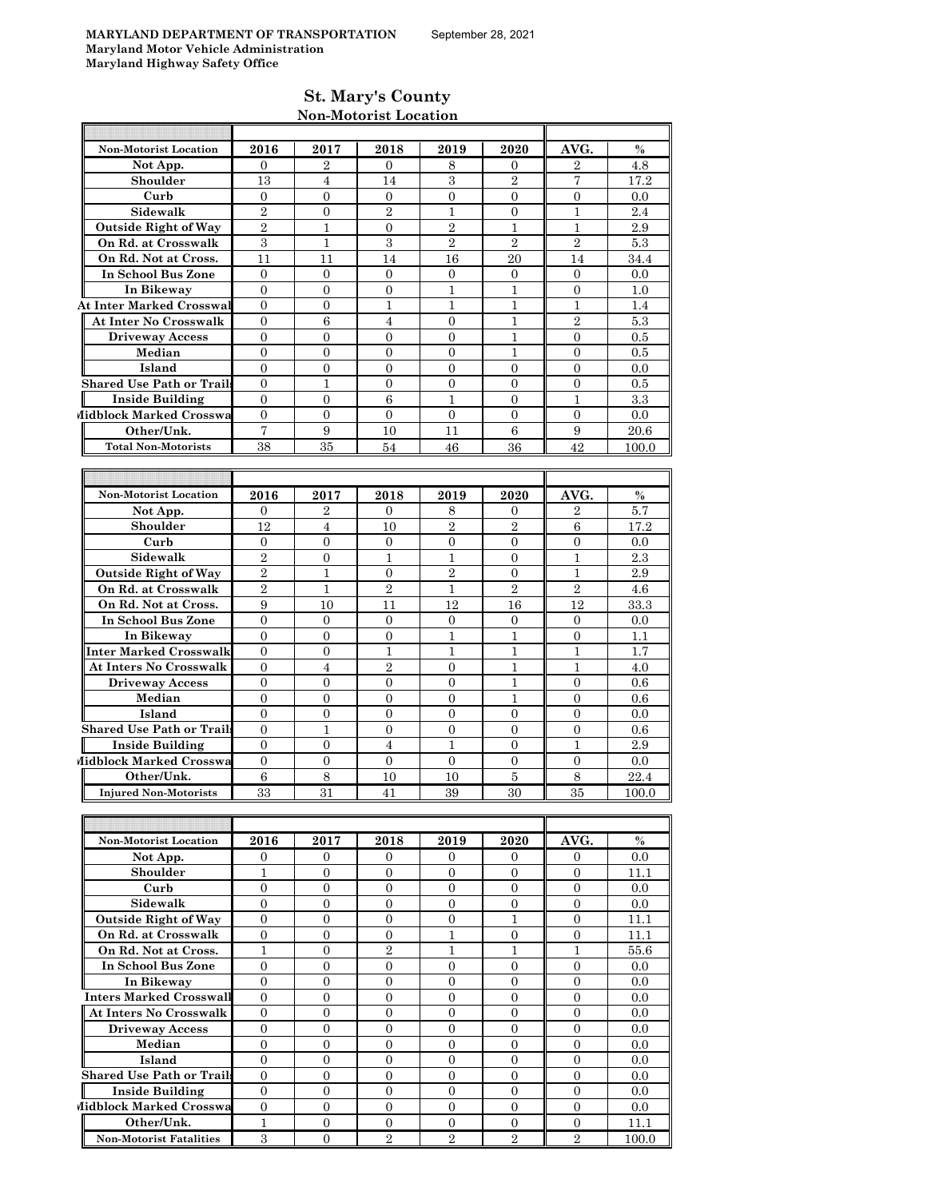**MARYLAND DEPARTMENT OF TRANSPORTATION** September 28, 2021
**Maryland Motor Vehicle Administration**
**Maryland Highway Safety Office**

## St. Mary's County
### Non-Motorist Location

| Non-Motorist Location | 2016 | 2017 | 2018 | 2019 | 2020 | AVG. | % |
|---|---|---|---|---|---|---|---|
| Not App. | 0 | 2 | 0 | 8 | 0 | 2 | 4.8 |
| Shoulder | 13 | 4 | 14 | 3 | 2 | 7 | 17.2 |
| Curb | 0 | 0 | 0 | 0 | 0 | 0 | 0.0 |
| Sidewalk | 2 | 0 | 2 | 1 | 0 | 1 | 2.4 |
| Outside Right of Way | 2 | 1 | 0 | 2 | 1 | 1 | 2.9 |
| On Rd. at Crosswalk | 3 | 1 | 3 | 2 | 2 | 2 | 5.3 |
| On Rd. Not at Cross. | 11 | 11 | 14 | 16 | 20 | 14 | 34.4 |
| In School Bus Zone | 0 | 0 | 0 | 0 | 0 | 0 | 0.0 |
| In Bikeway | 0 | 0 | 0 | 1 | 1 | 0 | 1.0 |
| At Inter Marked Crosswal | 0 | 0 | 1 | 1 | 1 | 1 | 1.4 |
| At Inter No Crosswalk | 0 | 6 | 4 | 0 | 1 | 2 | 5.3 |
| Driveway Access | 0 | 0 | 0 | 0 | 1 | 0 | 0.5 |
| Median | 0 | 0 | 0 | 0 | 1 | 0 | 0.5 |
| Island | 0 | 0 | 0 | 0 | 0 | 0 | 0.0 |
| Shared Use Path or Trails | 0 | 1 | 0 | 0 | 0 | 0 | 0.5 |
| Inside Building | 0 | 0 | 6 | 1 | 0 | 1 | 3.3 |
| Midblock Marked Crosswa | 0 | 0 | 0 | 0 | 0 | 0 | 0.0 |
| Other/Unk. | 7 | 9 | 10 | 11 | 6 | 9 | 20.6 |
| Total Non-Motorists | 38 | 35 | 54 | 46 | 36 | 42 | 100.0 |

| Non-Motorist Location | 2016 | 2017 | 2018 | 2019 | 2020 | AVG. | % |
|---|---|---|---|---|---|---|---|
| Not App. | 0 | 2 | 0 | 8 | 0 | 2 | 5.7 |
| Shoulder | 12 | 4 | 10 | 2 | 2 | 6 | 17.2 |
| Curb | 0 | 0 | 0 | 0 | 0 | 0 | 0.0 |
| Sidewalk | 2 | 0 | 1 | 1 | 0 | 1 | 2.3 |
| Outside Right of Way | 2 | 1 | 0 | 2 | 0 | 1 | 2.9 |
| On Rd. at Crosswalk | 2 | 1 | 2 | 1 | 2 | 2 | 4.6 |
| On Rd. Not at Cross. | 9 | 10 | 11 | 12 | 16 | 12 | 33.3 |
| In School Bus Zone | 0 | 0 | 0 | 0 | 0 | 0 | 0.0 |
| In Bikeway | 0 | 0 | 0 | 1 | 1 | 0 | 1.1 |
| Inter Marked Crosswalk | 0 | 0 | 1 | 1 | 1 | 1 | 1.7 |
| At Inters No Crosswalk | 0 | 4 | 2 | 0 | 1 | 1 | 4.0 |
| Driveway Access | 0 | 0 | 0 | 0 | 1 | 0 | 0.6 |
| Median | 0 | 0 | 0 | 0 | 1 | 0 | 0.6 |
| Island | 0 | 0 | 0 | 0 | 0 | 0 | 0.0 |
| Shared Use Path or Trails | 0 | 1 | 0 | 0 | 0 | 0 | 0.6 |
| Inside Building | 0 | 0 | 4 | 1 | 0 | 1 | 2.9 |
| Midblock Marked Crosswa | 0 | 0 | 0 | 0 | 0 | 0 | 0.0 |
| Other/Unk. | 6 | 8 | 10 | 10 | 5 | 8 | 22.4 |
| Injured Non-Motorists | 33 | 31 | 41 | 39 | 30 | 35 | 100.0 |

| Non-Motorist Location | 2016 | 2017 | 2018 | 2019 | 2020 | AVG. | % |
|---|---|---|---|---|---|---|---|
| Not App. | 0 | 0 | 0 | 0 | 0 | 0 | 0.0 |
| Shoulder | 1 | 0 | 0 | 0 | 0 | 0 | 11.1 |
| Curb | 0 | 0 | 0 | 0 | 0 | 0 | 0.0 |
| Sidewalk | 0 | 0 | 0 | 0 | 0 | 0 | 0.0 |
| Outside Right of Way | 0 | 0 | 0 | 0 | 1 | 0 | 11.1 |
| On Rd. at Crosswalk | 0 | 0 | 0 | 1 | 0 | 0 | 11.1 |
| On Rd. Not at Cross. | 1 | 0 | 2 | 1 | 1 | 1 | 55.6 |
| In School Bus Zone | 0 | 0 | 0 | 0 | 0 | 0 | 0.0 |
| In Bikeway | 0 | 0 | 0 | 0 | 0 | 0 | 0.0 |
| Inters Marked Crosswall | 0 | 0 | 0 | 0 | 0 | 0 | 0.0 |
| At Inters No Crosswalk | 0 | 0 | 0 | 0 | 0 | 0 | 0.0 |
| Driveway Access | 0 | 0 | 0 | 0 | 0 | 0 | 0.0 |
| Median | 0 | 0 | 0 | 0 | 0 | 0 | 0.0 |
| Island | 0 | 0 | 0 | 0 | 0 | 0 | 0.0 |
| Shared Use Path or Trails | 0 | 0 | 0 | 0 | 0 | 0 | 0.0 |
| Inside Building | 0 | 0 | 0 | 0 | 0 | 0 | 0.0 |
| Midblock Marked Crosswa | 0 | 0 | 0 | 0 | 0 | 0 | 0.0 |
| Other/Unk. | 1 | 0 | 0 | 0 | 0 | 0 | 11.1 |
| Non-Motorist Fatalities | 3 | 0 | 2 | 2 | 2 | 2 | 100.0 |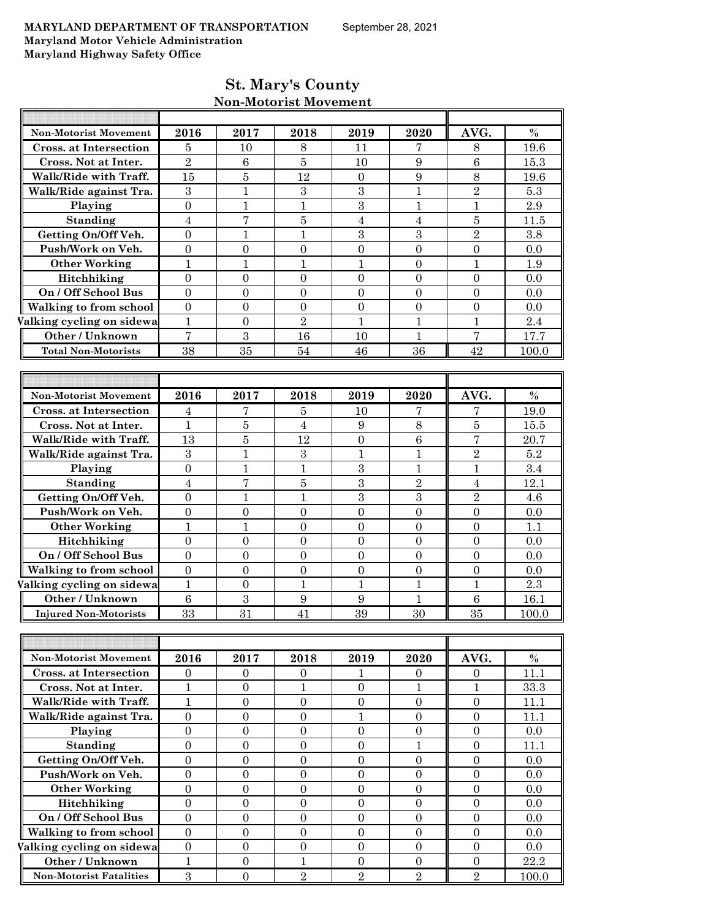**MARYLAND DEPARTMENT OF TRANSPORTATION** September 28, 2021
**Maryland Motor Vehicle Administration**
**Maryland Highway Safety Office**

# St. Mary's County

## Non-Motorist Movement

| Non-Motorist Movement | 2016 | 2017 | 2018 | 2019 | 2020 | AVG. | % |
|---|---|---|---|---|---|---|---|
| Cross. at Intersection | 5 | 10 | 8 | 11 | 7 | 8 | 19.6 |
| Cross. Not at Inter. | 2 | 6 | 5 | 10 | 9 | 6 | 15.3 |
| Walk/Ride with Traff. | 15 | 5 | 12 | 0 | 9 | 8 | 19.6 |
| Walk/Ride against Tra. | 3 | 1 | 3 | 3 | 1 | 2 | 5.3 |
| Playing | 0 | 1 | 1 | 3 | 1 | 1 | 2.9 |
| Standing | 4 | 7 | 5 | 4 | 4 | 5 | 11.5 |
| Getting On/Off Veh. | 0 | 1 | 1 | 3 | 3 | 2 | 3.8 |
| Push/Work on Veh. | 0 | 0 | 0 | 0 | 0 | 0 | 0.0 |
| Other Working | 1 | 1 | 1 | 1 | 0 | 1 | 1.9 |
| Hitchhiking | 0 | 0 | 0 | 0 | 0 | 0 | 0.0 |
| On / Off School Bus | 0 | 0 | 0 | 0 | 0 | 0 | 0.0 |
| Walking to from school | 0 | 0 | 0 | 0 | 0 | 0 | 0.0 |
| Walking cycling on sidewa | 1 | 0 | 2 | 1 | 1 | 1 | 2.4 |
| Other / Unknown | 7 | 3 | 16 | 10 | 1 | 7 | 17.7 |
| Total Non-Motorists | 38 | 35 | 54 | 46 | 36 | 42 | 100.0 |

| Non-Motorist Movement | 2016 | 2017 | 2018 | 2019 | 2020 | AVG. | % |
|---|---|---|---|---|---|---|---|
| Cross. at Intersection | 4 | 7 | 5 | 10 | 7 | 7 | 19.0 |
| Cross. Not at Inter. | 1 | 5 | 4 | 9 | 8 | 5 | 15.5 |
| Walk/Ride with Traff. | 13 | 5 | 12 | 0 | 6 | 7 | 20.7 |
| Walk/Ride against Tra. | 3 | 1 | 3 | 1 | 1 | 2 | 5.2 |
| Playing | 0 | 1 | 1 | 3 | 1 | 1 | 3.4 |
| Standing | 4 | 7 | 5 | 3 | 2 | 4 | 12.1 |
| Getting On/Off Veh. | 0 | 1 | 1 | 3 | 3 | 2 | 4.6 |
| Push/Work on Veh. | 0 | 0 | 0 | 0 | 0 | 0 | 0.0 |
| Other Working | 1 | 1 | 0 | 0 | 0 | 0 | 1.1 |
| Hitchhiking | 0 | 0 | 0 | 0 | 0 | 0 | 0.0 |
| On / Off School Bus | 0 | 0 | 0 | 0 | 0 | 0 | 0.0 |
| Walking to from school | 0 | 0 | 0 | 0 | 0 | 0 | 0.0 |
| Walking cycling on sidewa | 1 | 0 | 1 | 1 | 1 | 1 | 2.3 |
| Other / Unknown | 6 | 3 | 9 | 9 | 1 | 6 | 16.1 |
| Injured Non-Motorists | 33 | 31 | 41 | 39 | 30 | 35 | 100.0 |

| Non-Motorist Movement | 2016 | 2017 | 2018 | 2019 | 2020 | AVG. | % |
|---|---|---|---|---|---|---|---|
| Cross. at Intersection | 0 | 0 | 0 | 1 | 0 | 0 | 11.1 |
| Cross. Not at Inter. | 1 | 0 | 1 | 0 | 1 | 1 | 33.3 |
| Walk/Ride with Traff. | 1 | 0 | 0 | 0 | 0 | 0 | 11.1 |
| Walk/Ride against Tra. | 0 | 0 | 0 | 1 | 0 | 0 | 11.1 |
| Playing | 0 | 0 | 0 | 0 | 0 | 0 | 0.0 |
| Standing | 0 | 0 | 0 | 0 | 1 | 0 | 11.1 |
| Getting On/Off Veh. | 0 | 0 | 0 | 0 | 0 | 0 | 0.0 |
| Push/Work on Veh. | 0 | 0 | 0 | 0 | 0 | 0 | 0.0 |
| Other Working | 0 | 0 | 0 | 0 | 0 | 0 | 0.0 |
| Hitchhiking | 0 | 0 | 0 | 0 | 0 | 0 | 0.0 |
| On / Off School Bus | 0 | 0 | 0 | 0 | 0 | 0 | 0.0 |
| Walking to from school | 0 | 0 | 0 | 0 | 0 | 0 | 0.0 |
| Walking cycling on sidewa | 0 | 0 | 0 | 0 | 0 | 0 | 0.0 |
| Other / Unknown | 1 | 0 | 1 | 0 | 0 | 0 | 22.2 |
| Non-Motorist Fatalities | 3 | 0 | 2 | 2 | 2 | 2 | 100.0 |